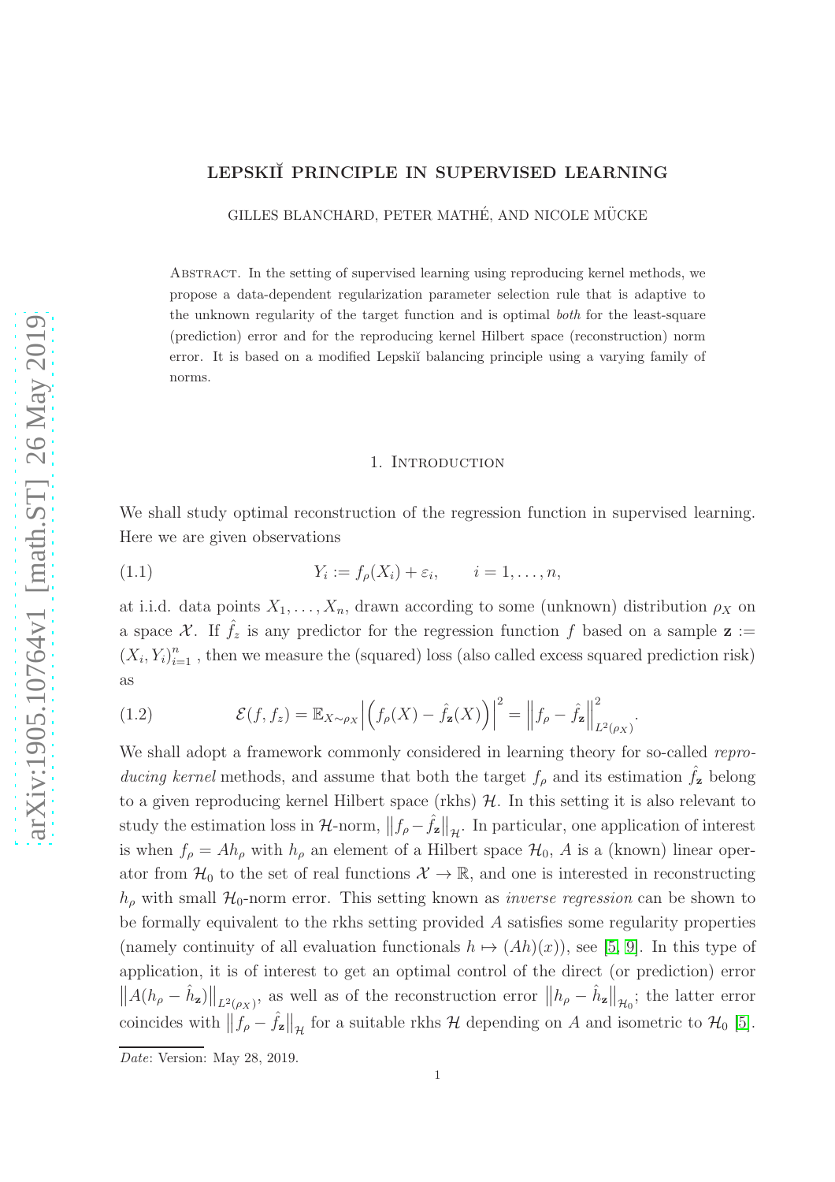# LEPSKIĬ PRINCIPLE IN SUPERVISED LEARNING

GILLES BLANCHARD, PETER MATHÉ, AND NICOLE MÜCKE

Abstract. In the setting of supervised learning using reproducing kernel methods, we propose a data-dependent regularization parameter selection rule that is adaptive to the unknown regularity of the target function and is optimal *both* for the least-square (prediction) error and for the reproducing kernel Hilbert space (reconstruction) norm error. It is based on a modified Lepskiĭ balancing principle using a varying family of norms.

## 1. Introduction

We shall study optimal reconstruction of the regression function in supervised learning. Here we are given observations

$$Y_i := f_\rho(X_i) + \varepsilon_i, \qquad i = 1, \dots, n, \tag{1.1}$$

at i.i.d. data points $X_1, \dots, X_n$, drawn according to some (unknown) distribution $\rho_X$ on a space $\mathcal{X}$. If $\hat{f}_z$ is any predictor for the regression function $f$ based on a sample $\mathbf{z} := (X_i, Y_i)_{i=1}^n$ , then we measure the (squared) loss (also called excess squared prediction risk) as

$$\mathcal{E}(f, f_z) = \mathbb{E}_{X \sim \rho_X} \left| \left( f_\rho(X) - \hat{f}_{\mathbf{z}}(X) \right) \right|^2 = \left\| f_\rho - \hat{f}_{\mathbf{z}} \right\|^2_{L^2(\rho_X)}. \tag{1.2}$$

We shall adopt a framework commonly considered in learning theory for so-called *reproducing kernel* methods, and assume that both the target $f_\rho$ and its estimation $\hat{f}_{\mathbf{z}}$ belong to a given reproducing kernel Hilbert space (rkhs) $\mathcal{H}$. In this setting it is also relevant to study the estimation loss in $\mathcal{H}$-norm, $\left\| f_\rho - \hat{f}_{\mathbf{z}} \right\|_{\mathcal{H}}$. In particular, one application of interest is when $f_\rho = A h_\rho$ with $h_\rho$ an element of a Hilbert space $\mathcal{H}_0$, $A$ is a (known) linear operator from $\mathcal{H}_0$ to the set of real functions $\mathcal{X} \to \mathbb{R}$, and one is interested in reconstructing $h_\rho$ with small $\mathcal{H}_0$-norm error. This setting known as *inverse regression* can be shown to be formally equivalent to the rkhs setting provided $A$ satisfies some regularity properties (namely continuity of all evaluation functionals $h \mapsto (Ah)(x)$), see [5, 9]. In this type of application, it is of interest to get an optimal control of the direct (or prediction) error $\left\| A(h_\rho - \hat{h}_{\mathbf{z}}) \right\|_{L^2(\rho_X)}$, as well as of the reconstruction error $\left\| h_\rho - \hat{h}_{\mathbf{z}} \right\|_{\mathcal{H}_0}$; the latter error coincides with $\left\| f_\rho - \hat{f}_{\mathbf{z}} \right\|_{\mathcal{H}}$ for a suitable rkhs $\mathcal{H}$ depending on $A$ and isometric to $\mathcal{H}_0$ [5].

*Date*: Version: May 28, 2019.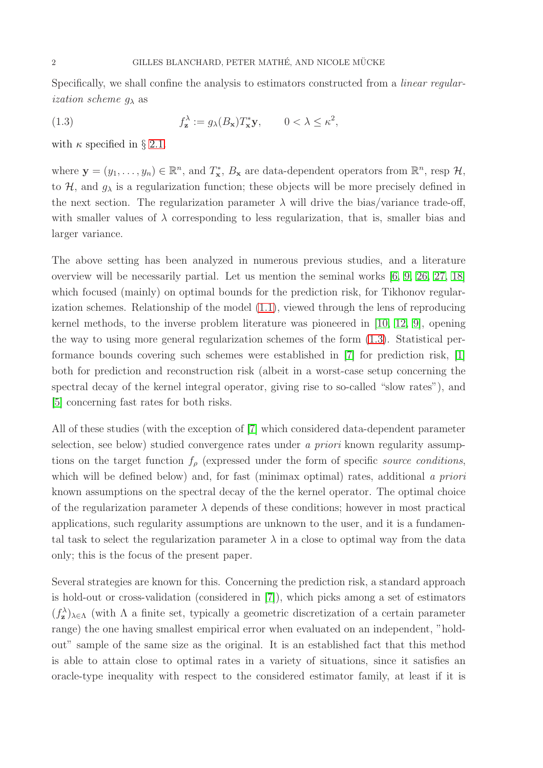Specifically, we shall confine the analysis to estimators constructed from a *linear regularization scheme* $g_\lambda$ as

$$f_{\mathbf{z}}^{\lambda} := g_\lambda(B_{\mathbf{x}}) T_{\mathbf{x}}^{*} \mathbf{y}, \qquad 0 < \lambda \leq \kappa^2, \tag{1.3}$$

with $\kappa$ specified in § 2.1.

where $\mathbf{y} = (y_1, \ldots, y_n) \in \mathbb{R}^n$, and $T_{\mathbf{x}}^{*}$, $B_{\mathbf{x}}$ are data-dependent operators from $\mathbb{R}^n$, resp $\mathcal{H}$, to $\mathcal{H}$, and $g_\lambda$ is a regularization function; these objects will be more precisely defined in the next section. The regularization parameter $\lambda$ will drive the bias/variance trade-off, with smaller values of $\lambda$ corresponding to less regularization, that is, smaller bias and larger variance.

The above setting has been analyzed in numerous previous studies, and a literature overview will be necessarily partial. Let us mention the seminal works [6, 9, 26, 27, 18] which focused (mainly) on optimal bounds for the prediction risk, for Tikhonov regularization schemes. Relationship of the model (1.1), viewed through the lens of reproducing kernel methods, to the inverse problem literature was pioneered in [10, 12, 9], opening the way to using more general regularization schemes of the form (1.3). Statistical performance bounds covering such schemes were established in [7] for prediction risk, [1] both for prediction and reconstruction risk (albeit in a worst-case setup concerning the spectral decay of the kernel integral operator, giving rise to so-called "slow rates"), and [5] concerning fast rates for both risks.

All of these studies (with the exception of [7] which considered data-dependent parameter selection, see below) studied convergence rates under *a priori* known regularity assumptions on the target function $f_\rho$ (expressed under the form of specific *source conditions*, which will be defined below) and, for fast (minimax optimal) rates, additional *a priori* known assumptions on the spectral decay of the the kernel operator. The optimal choice of the regularization parameter $\lambda$ depends of these conditions; however in most practical applications, such regularity assumptions are unknown to the user, and it is a fundamental task to select the regularization parameter $\lambda$ in a close to optimal way from the data only; this is the focus of the present paper.

Several strategies are known for this. Concerning the prediction risk, a standard approach is hold-out or cross-validation (considered in [7]), which picks among a set of estimators $(f_{\mathbf{z}}^{\lambda})_{\lambda \in \Lambda}$ (with $\Lambda$ a finite set, typically a geometric discretization of a certain parameter range) the one having smallest empirical error when evaluated on an independent, "hold-out" sample of the same size as the original. It is an established fact that this method is able to attain close to optimal rates in a variety of situations, since it satisfies an oracle-type inequality with respect to the considered estimator family, at least if it is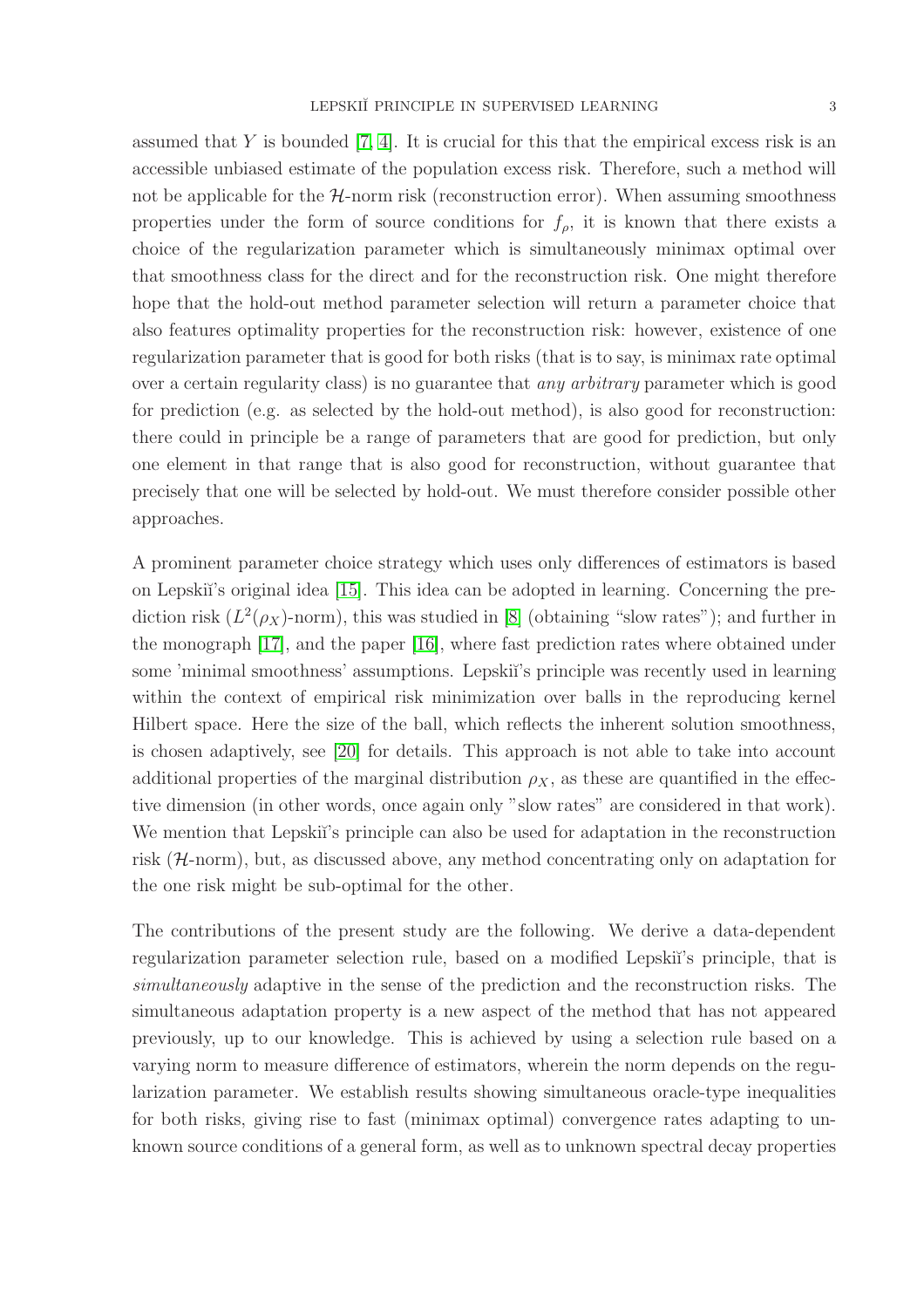assumed that $Y$ is bounded [7, 4]. It is crucial for this that the empirical excess risk is an accessible unbiased estimate of the population excess risk. Therefore, such a method will not be applicable for the $\mathcal{H}$-norm risk (reconstruction error). When assuming smoothness properties under the form of source conditions for $f_\rho$, it is known that there exists a choice of the regularization parameter which is simultaneously minimax optimal over that smoothness class for the direct and for the reconstruction risk. One might therefore hope that the hold-out method parameter selection will return a parameter choice that also features optimality properties for the reconstruction risk: however, existence of one regularization parameter that is good for both risks (that is to say, is minimax rate optimal over a certain regularity class) is no guarantee that *any arbitrary* parameter which is good for prediction (e.g. as selected by the hold-out method), is also good for reconstruction: there could in principle be a range of parameters that are good for prediction, but only one element in that range that is also good for reconstruction, without guarantee that precisely that one will be selected by hold-out. We must therefore consider possible other approaches.

A prominent parameter choice strategy which uses only differences of estimators is based on Lepskiĭ's original idea [15]. This idea can be adopted in learning. Concerning the prediction risk ($L^2(\rho_X)$-norm), this was studied in [8] (obtaining "slow rates"); and further in the monograph [17], and the paper [16], where fast prediction rates where obtained under some 'minimal smoothness' assumptions. Lepskiĭ's principle was recently used in learning within the context of empirical risk minimization over balls in the reproducing kernel Hilbert space. Here the size of the ball, which reflects the inherent solution smoothness, is chosen adaptively, see [20] for details. This approach is not able to take into account additional properties of the marginal distribution $\rho_X$, as these are quantified in the effective dimension (in other words, once again only "slow rates" are considered in that work). We mention that Lepskiĭ's principle can also be used for adaptation in the reconstruction risk ($\mathcal{H}$-norm), but, as discussed above, any method concentrating only on adaptation for the one risk might be sub-optimal for the other.

The contributions of the present study are the following. We derive a data-dependent regularization parameter selection rule, based on a modified Lepskiĭ's principle, that is *simultaneously* adaptive in the sense of the prediction and the reconstruction risks. The simultaneous adaptation property is a new aspect of the method that has not appeared previously, up to our knowledge. This is achieved by using a selection rule based on a varying norm to measure difference of estimators, wherein the norm depends on the regularization parameter. We establish results showing simultaneous oracle-type inequalities for both risks, giving rise to fast (minimax optimal) convergence rates adapting to unknown source conditions of a general form, as well as to unknown spectral decay properties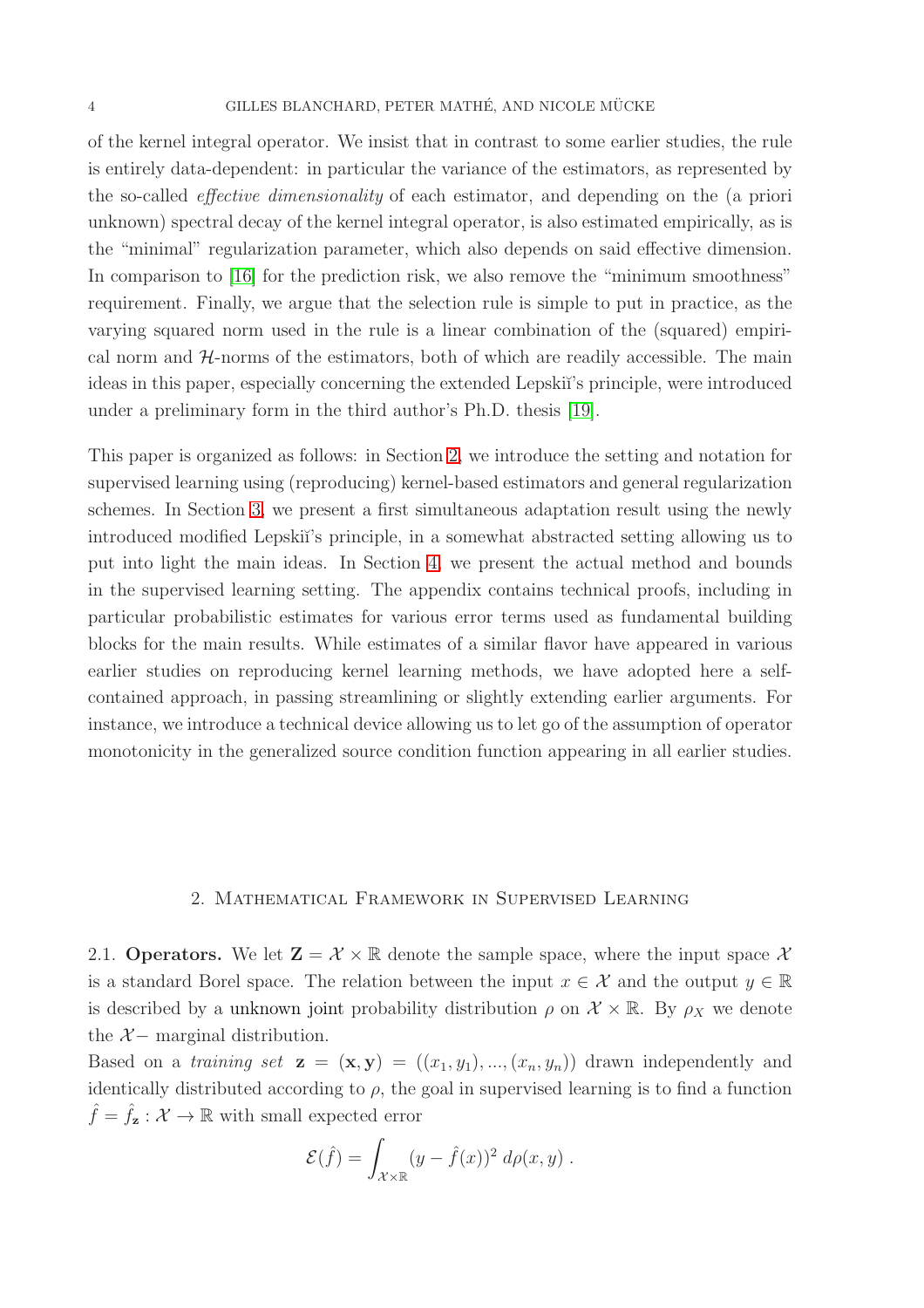of the kernel integral operator. We insist that in contrast to some earlier studies, the rule is entirely data-dependent: in particular the variance of the estimators, as represented by the so-called *effective dimensionality* of each estimator, and depending on the (a priori unknown) spectral decay of the kernel integral operator, is also estimated empirically, as is the "minimal" regularization parameter, which also depends on said effective dimension. In comparison to [16] for the prediction risk, we also remove the "minimum smoothness" requirement. Finally, we argue that the selection rule is simple to put in practice, as the varying squared norm used in the rule is a linear combination of the (squared) empirical norm and $\mathcal{H}$-norms of the estimators, both of which are readily accessible. The main ideas in this paper, especially concerning the extended Lepskiĭ's principle, were introduced under a preliminary form in the third author's Ph.D. thesis [19].

This paper is organized as follows: in Section 2, we introduce the setting and notation for supervised learning using (reproducing) kernel-based estimators and general regularization schemes. In Section 3, we present a first simultaneous adaptation result using the newly introduced modified Lepskiĭ's principle, in a somewhat abstracted setting allowing us to put into light the main ideas. In Section 4, we present the actual method and bounds in the supervised learning setting. The appendix contains technical proofs, including in particular probabilistic estimates for various error terms used as fundamental building blocks for the main results. While estimates of a similar flavor have appeared in various earlier studies on reproducing kernel learning methods, we have adopted here a self-contained approach, in passing streamlining or slightly extending earlier arguments. For instance, we introduce a technical device allowing us to let go of the assumption of operator monotonicity in the generalized source condition function appearing in all earlier studies.

## 2. Mathematical Framework in Supervised Learning

2.1. **Operators.** We let $\mathbf{Z} = \mathcal{X} \times \mathbb{R}$ denote the sample space, where the input space $\mathcal{X}$ is a standard Borel space. The relation between the input $x \in \mathcal{X}$ and the output $y \in \mathbb{R}$ is described by a unknown joint probability distribution $\rho$ on $\mathcal{X} \times \mathbb{R}$. By $\rho_X$ we denote the $\mathcal{X}-$ marginal distribution.

Based on a *training set* $\mathbf{z} = (\mathbf{x}, \mathbf{y}) = ((x_1, y_1), ..., (x_n, y_n))$ drawn independently and identically distributed according to $\rho$, the goal in supervised learning is to find a function $\hat{f} = \hat{f}_{\mathbf{z}} : \mathcal{X} \to \mathbb{R}$ with small expected error

$$
\mathcal{E}(\hat{f}) = \int_{\mathcal{X}\times\mathbb{R}} (y - \hat{f}(x))^2 \, d\rho(x, y) \, .
$$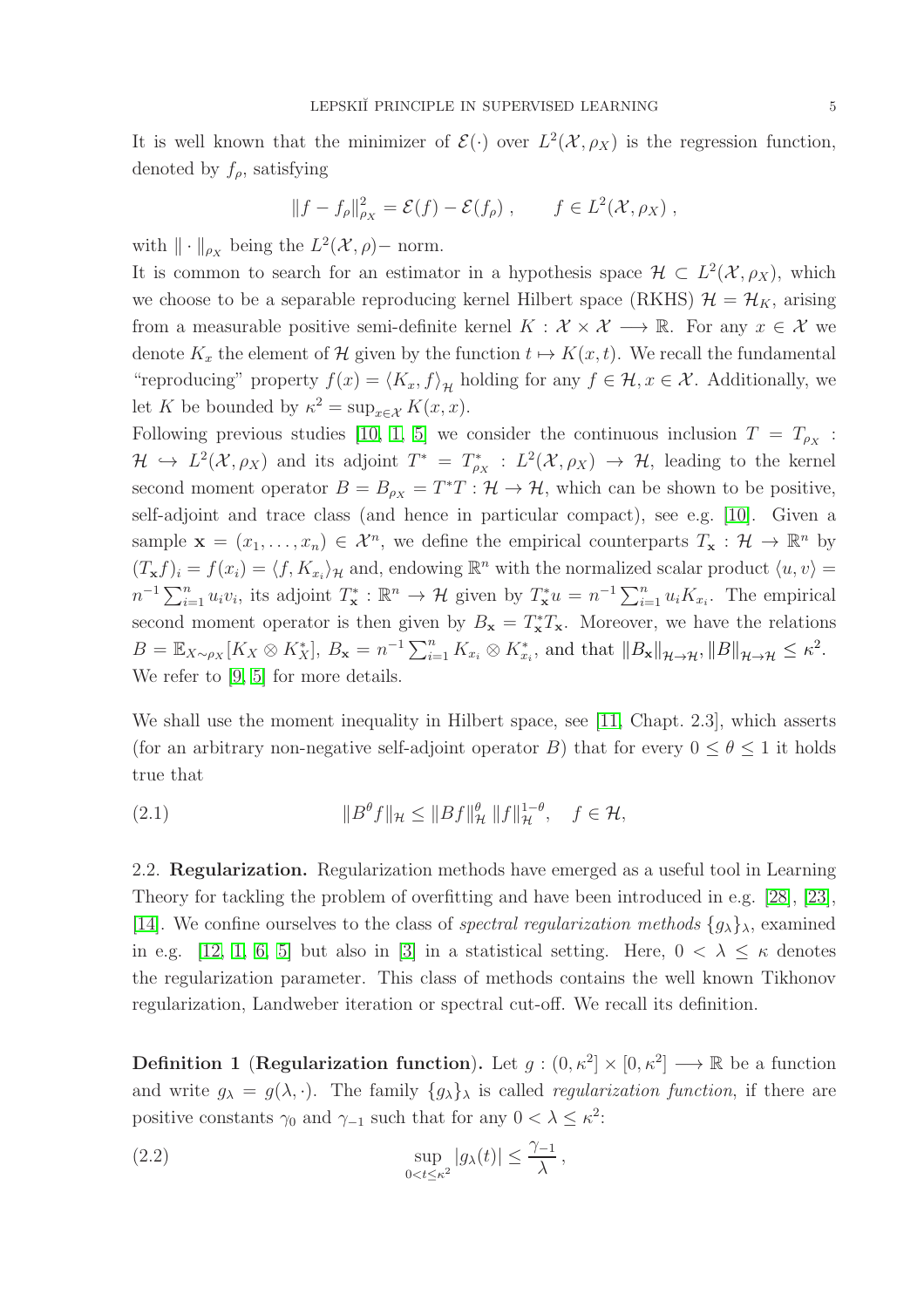It is well known that the minimizer of $\mathcal{E}(\cdot)$ over $L^2(\mathcal{X}, \rho_X)$ is the regression function, denoted by $f_\rho$, satisfying

$$\|f - f_\rho\|^2_{\rho_X} = \mathcal{E}(f) - \mathcal{E}(f_\rho) \,, \qquad f \in L^2(\mathcal{X}, \rho_X) \,,$$

with $\|\cdot\|_{\rho_X}$ being the $L^2(\mathcal{X}, \rho)-$ norm.

It is common to search for an estimator in a hypothesis space $\mathcal{H} \subset L^2(\mathcal{X}, \rho_X)$, which we choose to be a separable reproducing kernel Hilbert space (RKHS) $\mathcal{H} = \mathcal{H}_K$, arising from a measurable positive semi-definite kernel $K : \mathcal{X} \times \mathcal{X} \longrightarrow \mathbb{R}$. For any $x \in \mathcal{X}$ we denote $K_x$ the element of $\mathcal{H}$ given by the function $t \mapsto K(x,t)$. We recall the fundamental "reproducing" property $f(x) = \langle K_x, f \rangle_{\mathcal{H}}$ holding for any $f \in \mathcal{H}, x \in \mathcal{X}$. Additionally, we let $K$ be bounded by $\kappa^2 = \sup_{x \in \mathcal{X}} K(x,x)$.

Following previous studies [10, 1, 5] we consider the continuous inclusion $T = T_{\rho_X} : \mathcal{H} \hookrightarrow L^2(\mathcal{X}, \rho_X)$ and its adjoint $T^* = T^*_{\rho_X} : L^2(\mathcal{X}, \rho_X) \to \mathcal{H}$, leading to the kernel second moment operator $B = B_{\rho_X} = T^*T : \mathcal{H} \to \mathcal{H}$, which can be shown to be positive, self-adjoint and trace class (and hence in particular compact), see e.g. [10]. Given a sample $\mathbf{x} = (x_1, \ldots, x_n) \in \mathcal{X}^n$, we define the empirical counterparts $T_{\mathbf{x}} : \mathcal{H} \to \mathbb{R}^n$ by $(T_{\mathbf{x}} f)_i = f(x_i) = \langle f, K_{x_i} \rangle_{\mathcal{H}}$ and, endowing $\mathbb{R}^n$ with the normalized scalar product $\langle u, v \rangle = n^{-1} \sum_{i=1}^n u_i v_i$, its adjoint $T^*_{\mathbf{x}} : \mathbb{R}^n \to \mathcal{H}$ given by $T^*_{\mathbf{x}} u = n^{-1} \sum_{i=1}^n u_i K_{x_i}$. The empirical second moment operator is then given by $B_{\mathbf{x}} = T^*_{\mathbf{x}} T_{\mathbf{x}}$. Moreover, we have the relations $B = \mathbb{E}_{X \sim \rho_X}[K_X \otimes K^*_X]$, $B_{\mathbf{x}} = n^{-1} \sum_{i=1}^n K_{x_i} \otimes K^*_{x_i}$, and that $\|B_{\mathbf{x}}\|_{\mathcal{H} \to \mathcal{H}}, \|B\|_{\mathcal{H} \to \mathcal{H}} \leq \kappa^2$. We refer to [9, 5] for more details.

We shall use the moment inequality in Hilbert space, see [11, Chapt. 2.3], which asserts (for an arbitrary non-negative self-adjoint operator $B$) that for every $0 \leq \theta \leq 1$ it holds true that

$$\|B^\theta f\|_{\mathcal{H}} \leq \|Bf\|^\theta_{\mathcal{H}} \, \|f\|^{1-\theta}_{\mathcal{H}}, \quad f \in \mathcal{H}, \tag{2.1}$$

**2.2. Regularization.** Regularization methods have emerged as a useful tool in Learning Theory for tackling the problem of overfitting and have been introduced in e.g. [28], [23], [14]. We confine ourselves to the class of *spectral regularization methods* $\{g_\lambda\}_\lambda$, examined in e.g. [12, 1, 6, 5] but also in [3] in a statistical setting. Here, $0 < \lambda \leq \kappa$ denotes the regularization parameter. This class of methods contains the well known Tikhonov regularization, Landweber iteration or spectral cut-off. We recall its definition.

**Definition 1 (Regularization function).** Let $g : (0, \kappa^2] \times [0, \kappa^2] \longrightarrow \mathbb{R}$ be a function and write $g_\lambda = g(\lambda, \cdot)$. The family $\{g_\lambda\}_\lambda$ is called *regularization function*, if there are positive constants $\gamma_0$ and $\gamma_{-1}$ such that for any $0 < \lambda \leq \kappa^2$:

$$\sup_{0 < t \leq \kappa^2} |g_\lambda(t)| \leq \frac{\gamma_{-1}}{\lambda} \,, \tag{2.2}$$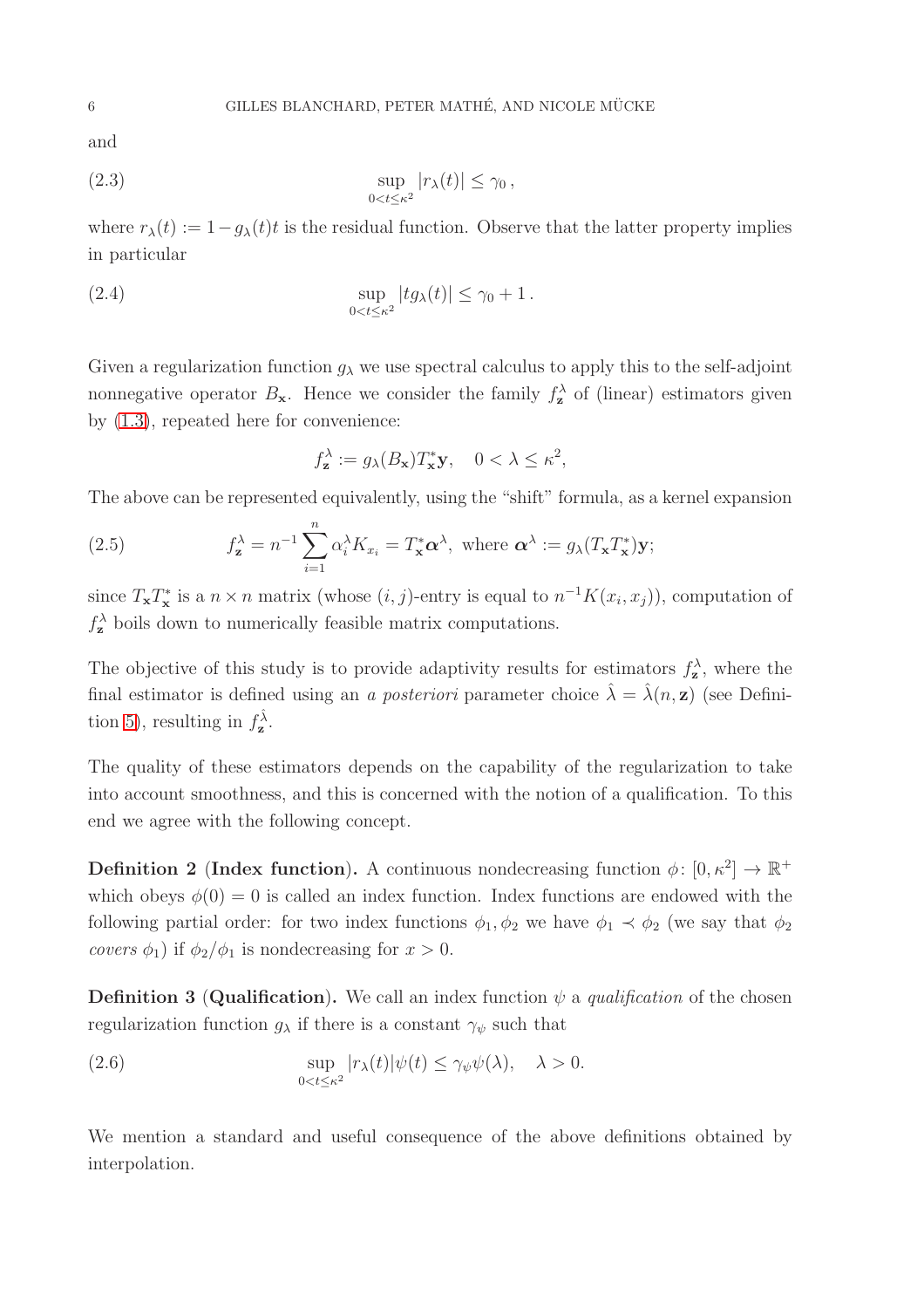and

$$\sup_{0<t\leq\kappa^2} |r_\lambda(t)| \leq \gamma_0\,, \tag{2.3}$$

where $r_\lambda(t) := 1 - g_\lambda(t)t$ is the residual function. Observe that the latter property implies in particular

$$\sup_{0<t\leq\kappa^2} |t g_\lambda(t)| \leq \gamma_0 + 1\,. \tag{2.4}$$

Given a regularization function $g_\lambda$ we use spectral calculus to apply this to the self-adjoint nonnegative operator $B_{\mathbf{x}}$. Hence we consider the family $f_{\mathbf{z}}^\lambda$ of (linear) estimators given by (1.3), repeated here for convenience:

$$f_{\mathbf{z}}^\lambda := g_\lambda(B_{\mathbf{x}})T_{\mathbf{x}}^*\mathbf{y}, \quad 0 < \lambda \leq \kappa^2,$$

The above can be represented equivalently, using the "shift" formula, as a kernel expansion

$$f_{\mathbf{z}}^\lambda = n^{-1}\sum_{i=1}^n \alpha_i^\lambda K_{x_i} = T_{\mathbf{x}}^*\boldsymbol{\alpha}^\lambda, \text{ where } \boldsymbol{\alpha}^\lambda := g_\lambda(T_{\mathbf{x}}T_{\mathbf{x}}^*)\mathbf{y}; \tag{2.5}$$

since $T_{\mathbf{x}}T_{\mathbf{x}}^*$ is a $n \times n$ matrix (whose $(i,j)$-entry is equal to $n^{-1}K(x_i, x_j)$), computation of $f_{\mathbf{z}}^\lambda$ boils down to numerically feasible matrix computations.

The objective of this study is to provide adaptivity results for estimators $f_{\mathbf{z}}^\lambda$, where the final estimator is defined using an *a posteriori* parameter choice $\hat\lambda = \hat\lambda(n, \mathbf{z})$ (see Definition 5), resulting in $f_{\mathbf{z}}^{\hat\lambda}$.

The quality of these estimators depends on the capability of the regularization to take into account smoothness, and this is concerned with the notion of a qualification. To this end we agree with the following concept.

**Definition 2** (**Index function**)**.** A continuous nondecreasing function $\phi\colon [0, \kappa^2] \to \mathbb{R}^+$ which obeys $\phi(0) = 0$ is called an index function. Index functions are endowed with the following partial order: for two index functions $\phi_1, \phi_2$ we have $\phi_1 \prec \phi_2$ (we say that $\phi_2$ *covers* $\phi_1$) if $\phi_2/\phi_1$ is nondecreasing for $x > 0$.

**Definition 3** (**Qualification**)**.** We call an index function $\psi$ a *qualification* of the chosen regularization function $g_\lambda$ if there is a constant $\gamma_\psi$ such that

$$\sup_{0<t\leq\kappa^2} |r_\lambda(t)|\psi(t) \leq \gamma_\psi \psi(\lambda), \quad \lambda > 0. \tag{2.6}$$

We mention a standard and useful consequence of the above definitions obtained by interpolation.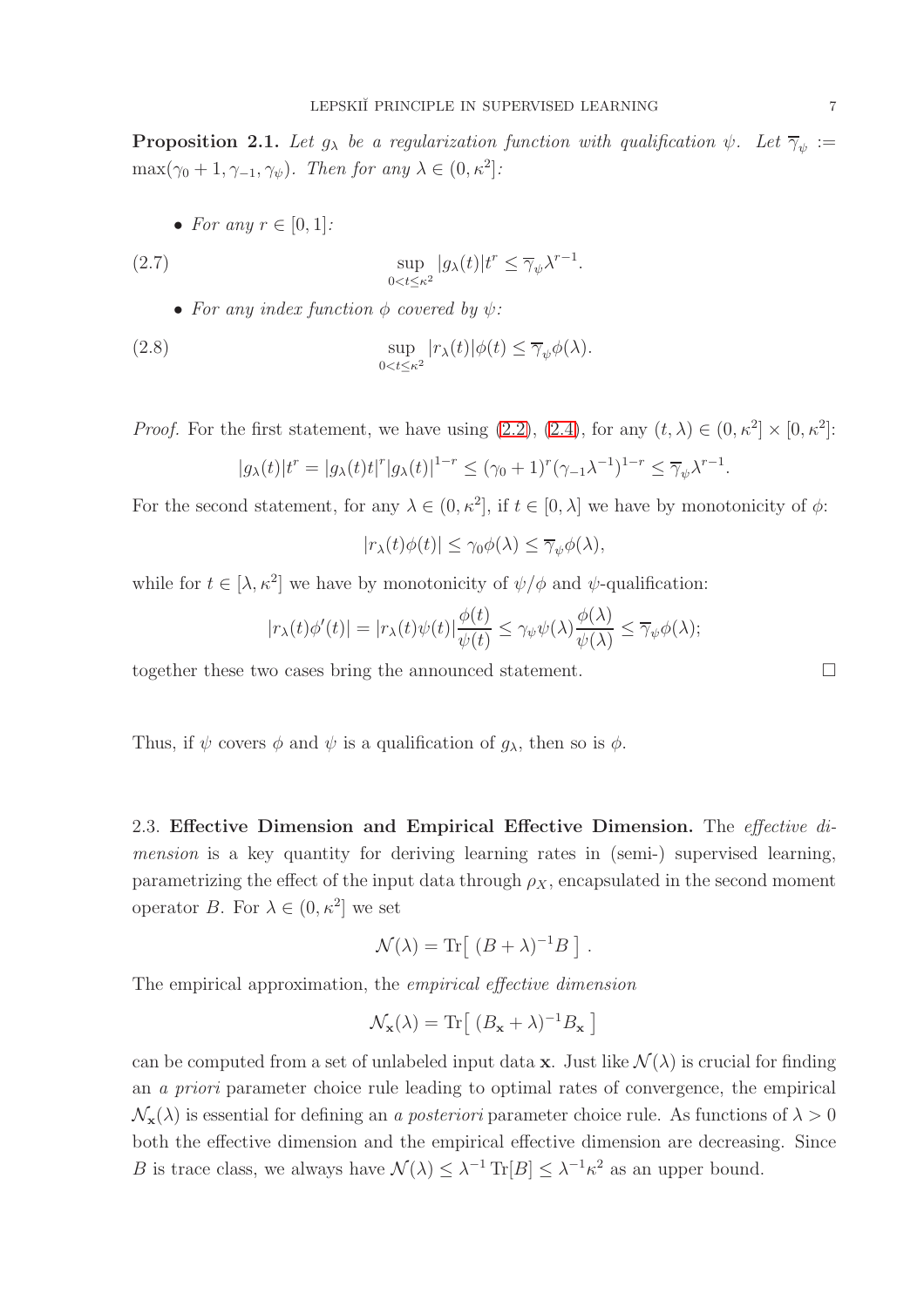**Proposition 2.1.** *Let $g_\lambda$ be a regularization function with qualification $\psi$. Let $\overline{\gamma}_\psi := \max(\gamma_0 + 1, \gamma_{-1}, \gamma_\psi)$. Then for any $\lambda \in (0, \kappa^2]$:*

- *For any $r \in [0, 1]$:*

$$\sup_{0<t\leq\kappa^2} |g_\lambda(t)|t^r \leq \overline{\gamma}_\psi \lambda^{r-1}. \tag{2.7}$$

- *For any index function $\phi$ covered by $\psi$:*

$$\sup_{0<t\leq\kappa^2} |r_\lambda(t)|\phi(t) \leq \overline{\gamma}_\psi \phi(\lambda). \tag{2.8}$$

*Proof.* For the first statement, we have using (2.2), (2.4), for any $(t, \lambda) \in (0, \kappa^2] \times [0, \kappa^2]$:

$$|g_\lambda(t)|t^r = |g_\lambda(t)t|^r |g_\lambda(t)|^{1-r} \leq (\gamma_0 + 1)^r (\gamma_{-1}\lambda^{-1})^{1-r} \leq \overline{\gamma}_\psi \lambda^{r-1}.$$

For the second statement, for any $\lambda \in (0, \kappa^2]$, if $t \in [0, \lambda]$ we have by monotonicity of $\phi$:

$$|r_\lambda(t)\phi(t)| \leq \gamma_0 \phi(\lambda) \leq \overline{\gamma}_\psi \phi(\lambda),$$

while for $t \in [\lambda, \kappa^2]$ we have by monotonicity of $\psi/\phi$ and $\psi$-qualification:

$$|r_\lambda(t)\phi'(t)| = |r_\lambda(t)\psi(t)| \frac{\phi(t)}{\psi(t)} \leq \gamma_\psi \psi(\lambda) \frac{\phi(\lambda)}{\psi(\lambda)} \leq \overline{\gamma}_\psi \phi(\lambda);$$

together these two cases bring the announced statement. $\square$

Thus, if $\psi$ covers $\phi$ and $\psi$ is a qualification of $g_\lambda$, then so is $\phi$.

### 2.3. Effective Dimension and Empirical Effective Dimension.

The *effective dimension* is a key quantity for deriving learning rates in (semi-) supervised learning, parametrizing the effect of the input data through $\rho_X$, encapsulated in the second moment operator $B$. For $\lambda \in (0, \kappa^2]$ we set

$$\mathcal{N}(\lambda) = \operatorname{Tr}\left[ (B + \lambda)^{-1} B \right].$$

The empirical approximation, the *empirical effective dimension*

$$\mathcal{N}_{\mathbf{x}}(\lambda) = \operatorname{Tr}\left[ (B_{\mathbf{x}} + \lambda)^{-1} B_{\mathbf{x}} \right]$$

can be computed from a set of unlabeled input data $\mathbf{x}$. Just like $\mathcal{N}(\lambda)$ is crucial for finding an *a priori* parameter choice rule leading to optimal rates of convergence, the empirical $\mathcal{N}_{\mathbf{x}}(\lambda)$ is essential for defining an *a posteriori* parameter choice rule. As functions of $\lambda > 0$ both the effective dimension and the empirical effective dimension are decreasing. Since $B$ is trace class, we always have $\mathcal{N}(\lambda) \leq \lambda^{-1} \operatorname{Tr}[B] \leq \lambda^{-1}\kappa^2$ as an upper bound.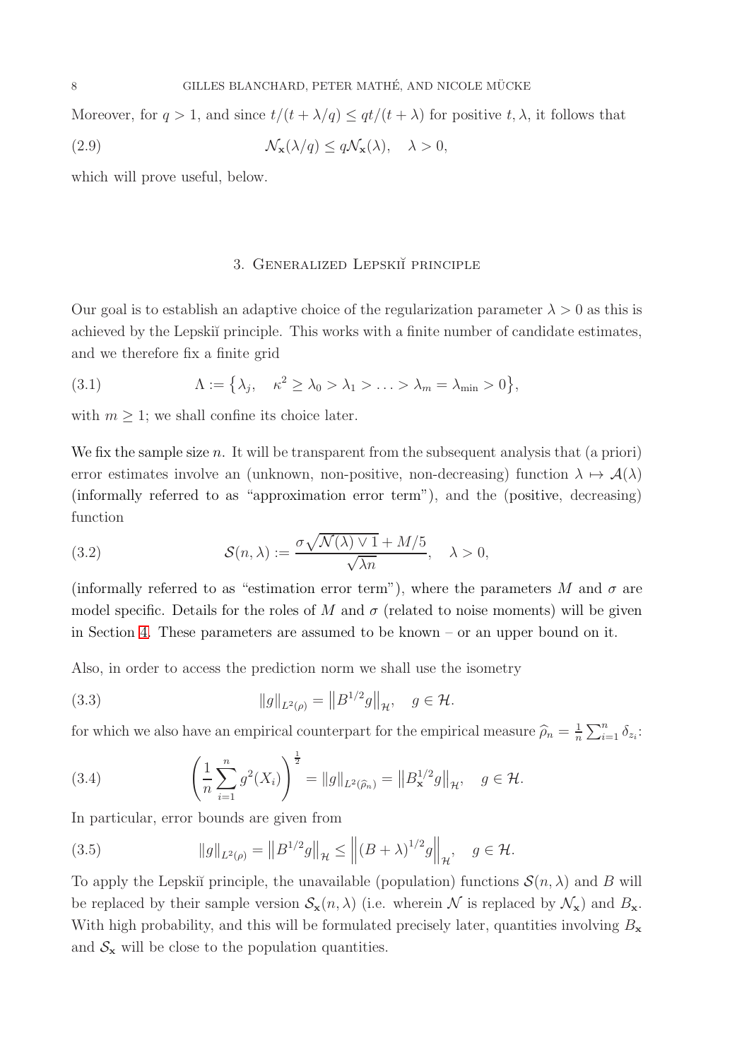Moreover, for $q > 1$, and since $t/(t + \lambda/q) \le qt/(t + \lambda)$ for positive $t, \lambda$, it follows that

$$\mathcal{N}_{\mathbf{x}}(\lambda/q) \le q\mathcal{N}_{\mathbf{x}}(\lambda), \quad \lambda > 0, \tag{2.9}$$

which will prove useful, below.

## 3. Generalized Lepskiĭ principle

Our goal is to establish an adaptive choice of the regularization parameter $\lambda > 0$ as this is achieved by the Lepskiĭ principle. This works with a finite number of candidate estimates, and we therefore fix a finite grid

$$\Lambda := \left\{\lambda_j, \quad \kappa^2 \ge \lambda_0 > \lambda_1 > \ldots > \lambda_m = \lambda_{\min} > 0\right\}, \tag{3.1}$$

with $m \ge 1$; we shall confine its choice later.

We fix the sample size $n$. It will be transparent from the subsequent analysis that (a priori) error estimates involve an (unknown, non-positive, non-decreasing) function $\lambda \mapsto \mathcal{A}(\lambda)$ (informally referred to as "approximation error term"), and the (positive, decreasing) function

$$\mathcal{S}(n, \lambda) := \frac{\sigma\sqrt{\mathcal{N}(\lambda) \vee 1} + M/5}{\sqrt{\lambda n}}, \quad \lambda > 0, \tag{3.2}$$

(informally referred to as "estimation error term"), where the parameters $M$ and $\sigma$ are model specific. Details for the roles of $M$ and $\sigma$ (related to noise moments) will be given in Section 4. These parameters are assumed to be known – or an upper bound on it.

Also, in order to access the prediction norm we shall use the isometry

$$\|g\|_{L^2(\rho)} = \left\|B^{1/2}g\right\|_{\mathcal{H}}, \quad g \in \mathcal{H}. \tag{3.3}$$

for which we also have an empirical counterpart for the empirical measure $\widehat{\rho}_n = \frac{1}{n}\sum_{i=1}^n \delta_{z_i}$:

$$\left(\frac{1}{n}\sum_{i=1}^n g^2(X_i)\right)^{\frac{1}{2}} = \|g\|_{L^2(\widehat{\rho}_n)} = \left\|B_{\mathbf{x}}^{1/2}g\right\|_{\mathcal{H}}, \quad g \in \mathcal{H}. \tag{3.4}$$

In particular, error bounds are given from

$$\|g\|_{L^2(\rho)} = \left\|B^{1/2}g\right\|_{\mathcal{H}} \le \left\|(B + \lambda)^{1/2}g\right\|_{\mathcal{H}}, \quad g \in \mathcal{H}. \tag{3.5}$$

To apply the Lepskiĭ principle, the unavailable (population) functions $\mathcal{S}(n, \lambda)$ and $B$ will be replaced by their sample version $\mathcal{S}_{\mathbf{x}}(n, \lambda)$ (i.e. wherein $\mathcal{N}$ is replaced by $\mathcal{N}_{\mathbf{x}}$) and $B_{\mathbf{x}}$. With high probability, and this will be formulated precisely later, quantities involving $B_{\mathbf{x}}$ and $\mathcal{S}_{\mathbf{x}}$ will be close to the population quantities.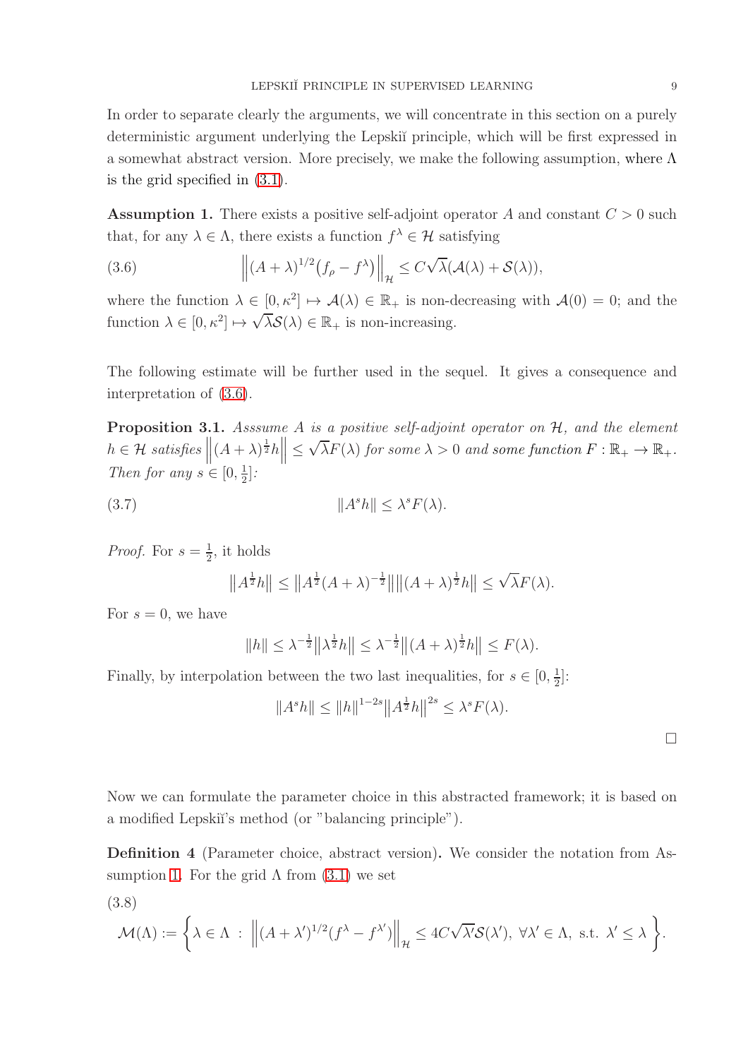In order to separate clearly the arguments, we will concentrate in this section on a purely deterministic argument underlying the Lepskiĭ principle, which will be first expressed in a somewhat abstract version. More precisely, we make the following assumption, where $\Lambda$ is the grid specified in (3.1).

**Assumption 1.** There exists a positive self-adjoint operator $A$ and constant $C > 0$ such that, for any $\lambda \in \Lambda$, there exists a function $f^\lambda \in \mathcal{H}$ satisfying

$$\left\| (A+\lambda)^{1/2}\big(f_\rho - f^\lambda\big) \right\|_{\mathcal{H}} \leq C\sqrt{\lambda}(\mathcal{A}(\lambda) + \mathcal{S}(\lambda)), \tag{3.6}$$

where the function $\lambda \in [0, \kappa^2] \mapsto \mathcal{A}(\lambda) \in \mathbb{R}_+$ is non-decreasing with $\mathcal{A}(0) = 0$; and the function $\lambda \in [0, \kappa^2] \mapsto \sqrt{\lambda}\mathcal{S}(\lambda) \in \mathbb{R}_+$ is non-increasing.

The following estimate will be further used in the sequel. It gives a consequence and interpretation of (3.6).

**Proposition 3.1.** *Asssume $A$ is a positive self-adjoint operator on $\mathcal{H}$, and the element $h \in \mathcal{H}$ satisfies $\left\|(A+\lambda)^{\frac{1}{2}} h\right\| \leq \sqrt{\lambda}F(\lambda)$ for some $\lambda > 0$ and some function $F : \mathbb{R}_+ \to \mathbb{R}_+$. Then for any $s \in [0, \frac{1}{2}]$:*

$$\|A^s h\| \leq \lambda^s F(\lambda). \tag{3.7}$$

*Proof.* For $s = \frac{1}{2}$, it holds

$$\big\|A^{\frac{1}{2}} h\big\| \leq \big\|A^{\frac{1}{2}}(A+\lambda)^{-\frac{1}{2}}\big\| \big\|(A+\lambda)^{\frac{1}{2}} h\big\| \leq \sqrt{\lambda}F(\lambda).$$

For $s = 0$, we have

$$\|h\| \leq \lambda^{-\frac{1}{2}} \big\|\lambda^{\frac{1}{2}} h\big\| \leq \lambda^{-\frac{1}{2}} \big\|(A+\lambda)^{\frac{1}{2}} h\big\| \leq F(\lambda).$$

Finally, by interpolation between the two last inequalities, for $s \in [0, \frac{1}{2}]$:

$$\|A^s h\| \leq \|h\|^{1-2s} \big\|A^{\frac{1}{2}} h\big\|^{2s} \leq \lambda^s F(\lambda).$$

□

Now we can formulate the parameter choice in this abstracted framework; it is based on a modified Lepskiĭ's method (or "balancing principle").

**Definition 4** (Parameter choice, abstract version)**.** We consider the notation from Assumption 1. For the grid $\Lambda$ from (3.1) we set

$$\mathcal{M}(\Lambda) := \left\{ \lambda \in \Lambda \ : \ \left\| (A+\lambda')^{1/2}(f^\lambda - f^{\lambda'}) \right\|_{\mathcal{H}} \leq 4C\sqrt{\lambda'}\mathcal{S}(\lambda'), \ \forall \lambda' \in \Lambda, \ \text{s.t. } \lambda' \leq \lambda \right\}. \tag{3.8}$$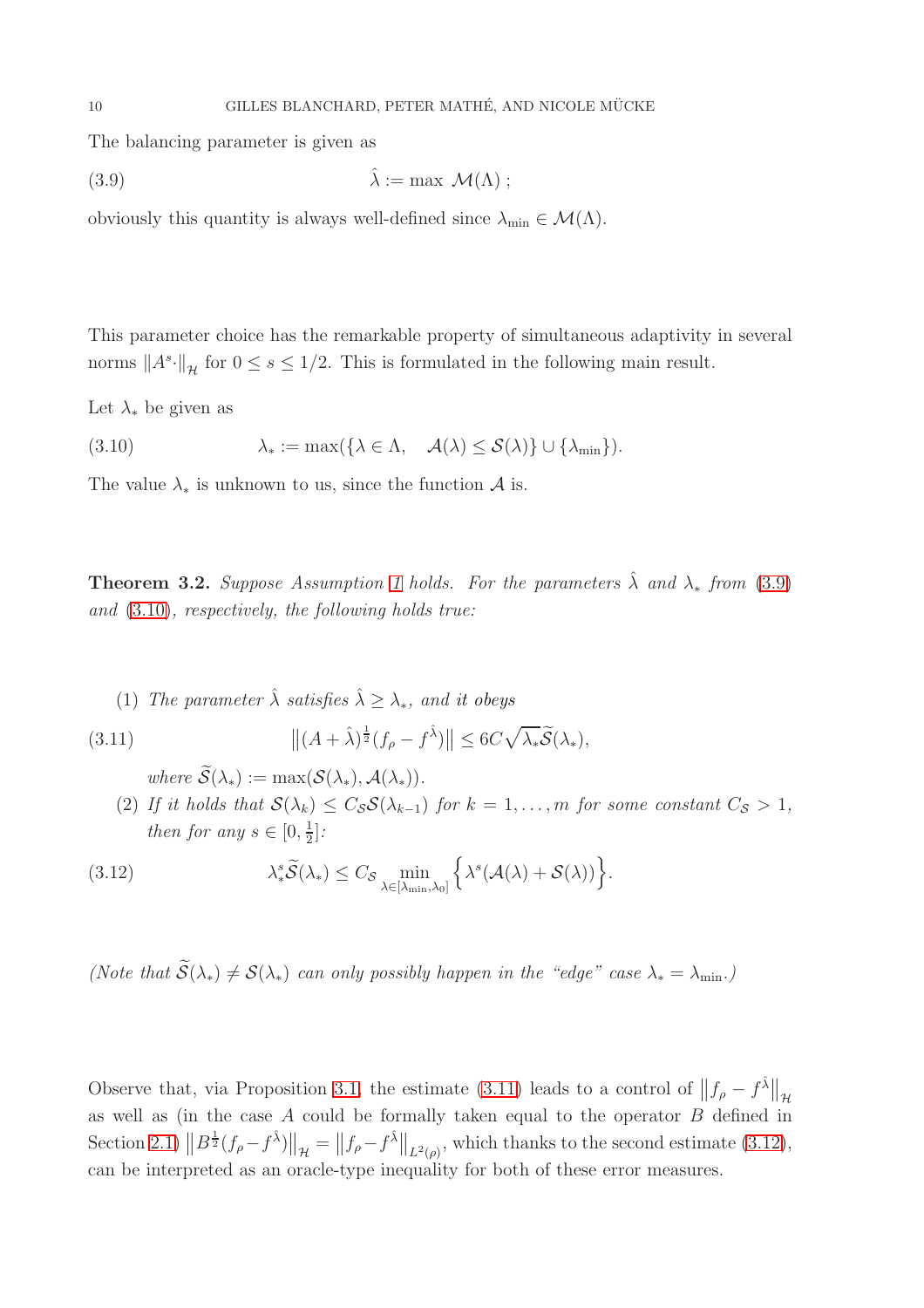The balancing parameter is given as

$$\hat{\lambda} := \max\ \mathcal{M}(\Lambda)\ ; \tag{3.9}$$

obviously this quantity is always well-defined since $\lambda_{\min} \in \mathcal{M}(\Lambda)$.

This parameter choice has the remarkable property of simultaneous adaptivity in several norms $\|A^s \cdot\|_{\mathcal{H}}$ for $0 \leq s \leq 1/2$. This is formulated in the following main result.

Let $\lambda_*$ be given as

$$\lambda_* := \max(\{\lambda \in \Lambda, \quad \mathcal{A}(\lambda) \leq \mathcal{S}(\lambda)\} \cup \{\lambda_{\min}\}). \tag{3.10}$$

The value $\lambda_*$ is unknown to us, since the function $\mathcal{A}$ is.

**Theorem 3.2.** *Suppose Assumption 1 holds. For the parameters $\hat{\lambda}$ and $\lambda_*$ from (3.9) and (3.10), respectively, the following holds true:*

1. *The parameter $\hat{\lambda}$ satisfies $\hat{\lambda} \geq \lambda_*$, and it obeys*

$$\left\|(A + \hat{\lambda})^{\frac{1}{2}}(f_\rho - f^{\hat{\lambda}})\right\| \leq 6C\sqrt{\lambda_*}\widetilde{\mathcal{S}}(\lambda_*), \tag{3.11}$$

   *where $\widetilde{\mathcal{S}}(\lambda_*) := \max(\mathcal{S}(\lambda_*), \mathcal{A}(\lambda_*))$.*

2. *If it holds that $\mathcal{S}(\lambda_k) \leq C_{\mathcal{S}}\mathcal{S}(\lambda_{k-1})$ for $k = 1, \ldots, m$ for some constant $C_{\mathcal{S}} > 1$, then for any $s \in [0, \frac{1}{2}]$:*

$$\lambda_*^s \widetilde{\mathcal{S}}(\lambda_*) \leq C_{\mathcal{S}} \min_{\lambda \in [\lambda_{\min}, \lambda_0]} \left\{\lambda^s(\mathcal{A}(\lambda) + \mathcal{S}(\lambda))\right\}. \tag{3.12}$$

*(Note that $\widetilde{\mathcal{S}}(\lambda_*) \neq \mathcal{S}(\lambda_*)$ can only possibly happen in the "edge" case $\lambda_* = \lambda_{\min}$.)*

Observe that, via Proposition 3.1, the estimate (3.11) leads to a control of $\left\|f_\rho - f^{\hat{\lambda}}\right\|_{\mathcal{H}}$ as well as (in the case $A$ could be formally taken equal to the operator $B$ defined in Section 2.1) $\left\|B^{\frac{1}{2}}(f_\rho - f^{\hat{\lambda}})\right\|_{\mathcal{H}} = \left\|f_\rho - f^{\hat{\lambda}}\right\|_{L^2(\rho)}$, which thanks to the second estimate (3.12), can be interpreted as an oracle-type inequality for both of these error measures.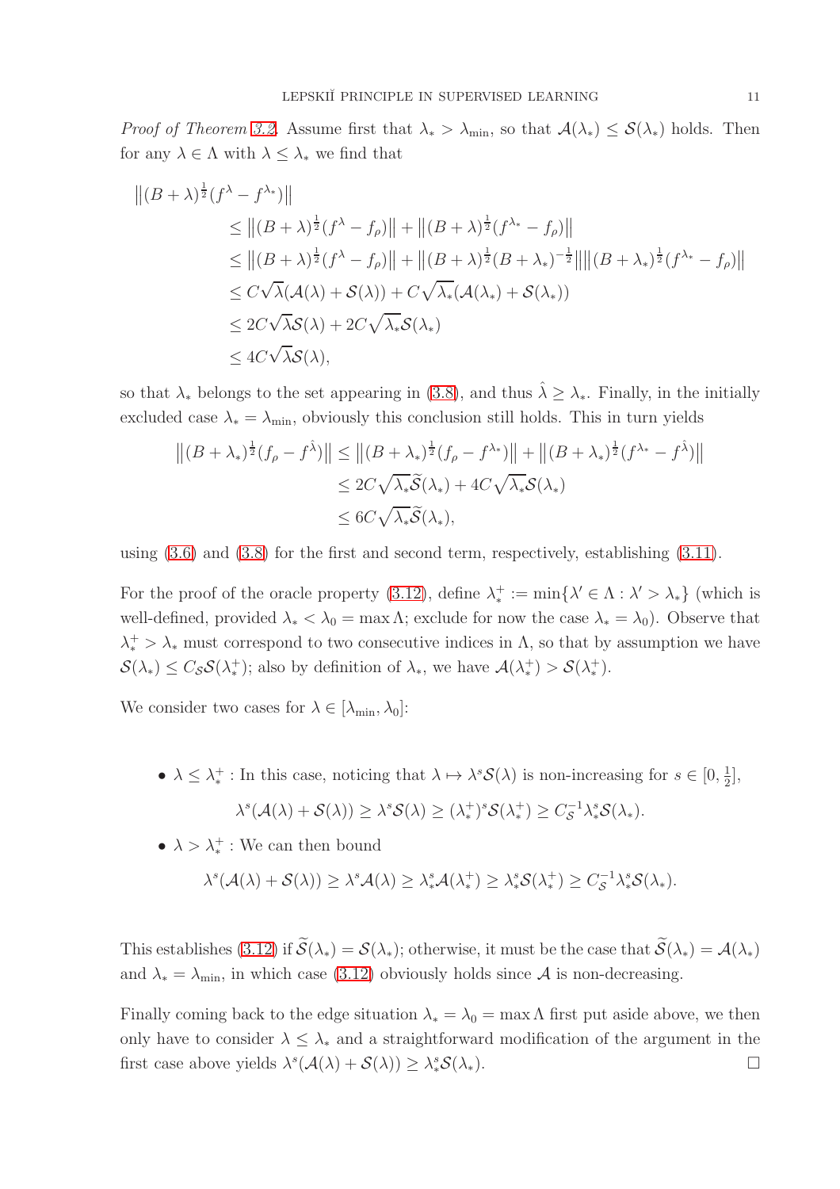*Proof of Theorem 3.2.* Assume first that $\lambda_* > \lambda_{\min}$, so that $\mathcal{A}(\lambda_*) \le \mathcal{S}(\lambda_*)$ holds. Then for any $\lambda \in \Lambda$ with $\lambda \le \lambda_*$ we find that

$$
\begin{aligned}
&\big\|(B+\lambda)^{\frac{1}{2}}(f^\lambda - f^{\lambda_*})\big\| \\
&\quad\le \big\|(B+\lambda)^{\frac{1}{2}}(f^\lambda - f_\rho)\big\| + \big\|(B+\lambda)^{\frac{1}{2}}(f^{\lambda_*} - f_\rho)\big\| \\
&\quad\le \big\|(B+\lambda)^{\frac{1}{2}}(f^\lambda - f_\rho)\big\| + \big\|(B+\lambda)^{\frac{1}{2}}(B+\lambda_*)^{-\frac{1}{2}}\big\|\big\|(B+\lambda_*)^{\frac{1}{2}}(f^{\lambda_*} - f_\rho)\big\| \\
&\quad\le C\sqrt{\lambda}(\mathcal{A}(\lambda)+\mathcal{S}(\lambda)) + C\sqrt{\lambda_*}(\mathcal{A}(\lambda_*)+\mathcal{S}(\lambda_*)) \\
&\quad\le 2C\sqrt{\lambda}\mathcal{S}(\lambda) + 2C\sqrt{\lambda_*}\mathcal{S}(\lambda_*) \\
&\quad\le 4C\sqrt{\lambda}\mathcal{S}(\lambda),
\end{aligned}
$$

so that $\lambda_*$ belongs to the set appearing in (3.8), and thus $\hat{\lambda} \ge \lambda_*$. Finally, in the initially excluded case $\lambda_* = \lambda_{\min}$, obviously this conclusion still holds. This in turn yields

$$
\begin{aligned}
\big\|(B+\lambda_*)^{\frac{1}{2}}(f_\rho - f^{\hat{\lambda}})\big\| &\le \big\|(B+\lambda_*)^{\frac{1}{2}}(f_\rho - f^{\lambda_*})\big\| + \big\|(B+\lambda_*)^{\frac{1}{2}}(f^{\lambda_*} - f^{\hat{\lambda}})\big\| \\
&\le 2C\sqrt{\lambda_*}\widetilde{\mathcal{S}}(\lambda_*) + 4C\sqrt{\lambda_*}\mathcal{S}(\lambda_*) \\
&\le 6C\sqrt{\lambda_*}\widetilde{\mathcal{S}}(\lambda_*),
\end{aligned}
$$

using (3.6) and (3.8) for the first and second term, respectively, establishing (3.11).

For the proof of the oracle property (3.12), define $\lambda_*^+ := \min\{\lambda' \in \Lambda : \lambda' > \lambda_*\}$ (which is well-defined, provided $\lambda_* < \lambda_0 = \max \Lambda$; exclude for now the case $\lambda_* = \lambda_0$). Observe that $\lambda_*^+ > \lambda_*$ must correspond to two consecutive indices in $\Lambda$, so that by assumption we have $\mathcal{S}(\lambda_*) \le C_{\mathcal{S}}\mathcal{S}(\lambda_*^+)$; also by definition of $\lambda_*$, we have $\mathcal{A}(\lambda_*^+) > \mathcal{S}(\lambda_*^+)$.

We consider two cases for $\lambda \in [\lambda_{\min}, \lambda_0]$:

- $\lambda \le \lambda_*^+$ : In this case, noticing that $\lambda \mapsto \lambda^s\mathcal{S}(\lambda)$ is non-increasing for $s \in [0, \frac{1}{2}]$,
$$
\lambda^s(\mathcal{A}(\lambda)+\mathcal{S}(\lambda)) \ge \lambda^s\mathcal{S}(\lambda) \ge (\lambda_*^+)^s\mathcal{S}(\lambda_*^+) \ge C_{\mathcal{S}}^{-1}\lambda_*^s\mathcal{S}(\lambda_*).
$$
- $\lambda > \lambda_*^+$ : We can then bound
$$
\lambda^s(\mathcal{A}(\lambda)+\mathcal{S}(\lambda)) \ge \lambda^s\mathcal{A}(\lambda) \ge \lambda_*^s\mathcal{A}(\lambda_*^+) \ge \lambda_*^s\mathcal{S}(\lambda_*^+) \ge C_{\mathcal{S}}^{-1}\lambda_*^s\mathcal{S}(\lambda_*).
$$

This establishes (3.12) if $\widetilde{\mathcal{S}}(\lambda_*) = \mathcal{S}(\lambda_*)$; otherwise, it must be the case that $\widetilde{\mathcal{S}}(\lambda_*) = \mathcal{A}(\lambda_*)$ and $\lambda_* = \lambda_{\min}$, in which case (3.12) obviously holds since $\mathcal{A}$ is non-decreasing.

Finally coming back to the edge situation $\lambda_* = \lambda_0 = \max \Lambda$ first put aside above, we then only have to consider $\lambda \le \lambda_*$ and a straightforward modification of the argument in the first case above yields $\lambda^s(\mathcal{A}(\lambda)+\mathcal{S}(\lambda)) \ge \lambda_*^s\mathcal{S}(\lambda_*)$. □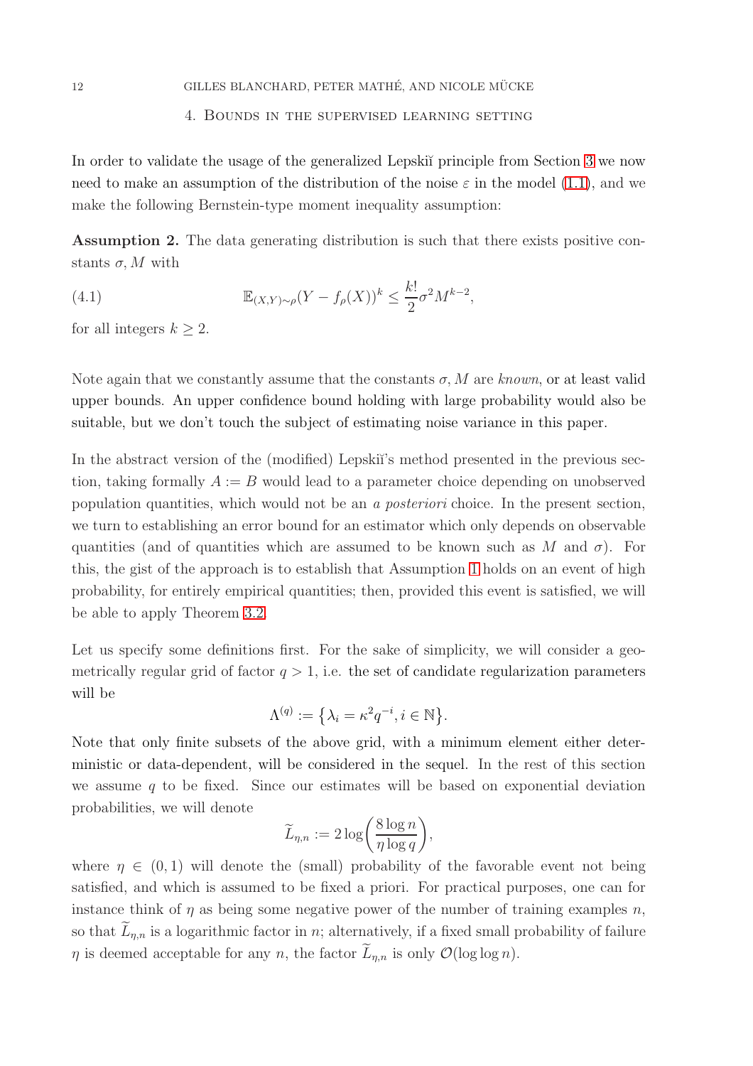## 4. Bounds in the supervised learning setting

In order to validate the usage of the generalized Lepskiĭ principle from Section 3 we now need to make an assumption of the distribution of the noise $\varepsilon$ in the model (1.1), and we make the following Bernstein-type moment inequality assumption:

**Assumption 2.** The data generating distribution is such that there exists positive constants $\sigma, M$ with

$$\mathbb{E}_{(X,Y)\sim\rho}(Y - f_\rho(X))^k \leq \frac{k!}{2}\sigma^2 M^{k-2}, \tag{4.1}$$

for all integers $k \geq 2$.

Note again that we constantly assume that the constants $\sigma, M$ are *known*, or at least valid upper bounds. An upper confidence bound holding with large probability would also be suitable, but we don't touch the subject of estimating noise variance in this paper.

In the abstract version of the (modified) Lepskiĭ's method presented in the previous section, taking formally $A := B$ would lead to a parameter choice depending on unobserved population quantities, which would not be an *a posteriori* choice. In the present section, we turn to establishing an error bound for an estimator which only depends on observable quantities (and of quantities which are assumed to be known such as $M$ and $\sigma$). For this, the gist of the approach is to establish that Assumption 1 holds on an event of high probability, for entirely empirical quantities; then, provided this event is satisfied, we will be able to apply Theorem 3.2.

Let us specify some definitions first. For the sake of simplicity, we will consider a geometrically regular grid of factor $q > 1$, i.e. the set of candidate regularization parameters will be

$$\Lambda^{(q)} := \left\{ \lambda_i = \kappa^2 q^{-i}, i \in \mathbb{N} \right\}.$$

Note that only finite subsets of the above grid, with a minimum element either deterministic or data-dependent, will be considered in the sequel. In the rest of this section we assume $q$ to be fixed. Since our estimates will be based on exponential deviation probabilities, we will denote

$$\widetilde{L}_{\eta,n} := 2\log\left(\frac{8\log n}{\eta \log q}\right),$$

where $\eta \in (0,1)$ will denote the (small) probability of the favorable event not being satisfied, and which is assumed to be fixed a priori. For practical purposes, one can for instance think of $\eta$ as being some negative power of the number of training examples $n$, so that $\widetilde{L}_{\eta,n}$ is a logarithmic factor in $n$; alternatively, if a fixed small probability of failure $\eta$ is deemed acceptable for any $n$, the factor $\widetilde{L}_{\eta,n}$ is only $\mathcal{O}(\log\log n)$.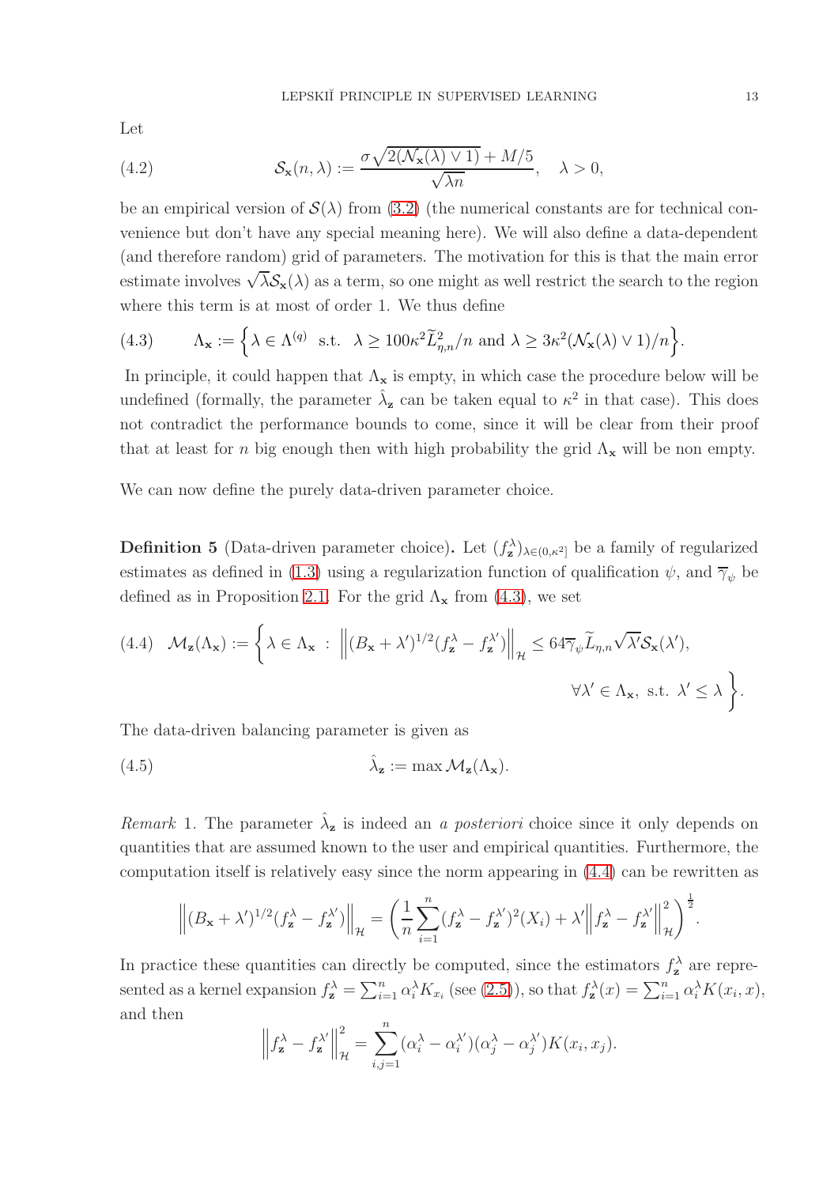Let

$$
\mathcal{S}_{\mathbf{x}}(n,\lambda) := \frac{\sigma\sqrt{2(\mathcal{N}_{\mathbf{x}}(\lambda)\vee 1)} + M/5}{\sqrt{\lambda n}}, \quad \lambda > 0, \tag{4.2}
$$

be an empirical version of $\mathcal{S}(\lambda)$ from (3.2) (the numerical constants are for technical convenience but don't have any special meaning here). We will also define a data-dependent (and therefore random) grid of parameters. The motivation for this is that the main error estimate involves $\sqrt{\lambda}\mathcal{S}_{\mathbf{x}}(\lambda)$ as a term, so one might as well restrict the search to the region where this term is at most of order 1. We thus define

$$
\Lambda_{\mathbf{x}} := \left\{ \lambda \in \Lambda^{(q)} \text{ s.t. } \lambda \geq 100\kappa^2 \widetilde{L}^2_{\eta,n}/n \text{ and } \lambda \geq 3\kappa^2(\mathcal{N}_{\mathbf{x}}(\lambda)\vee 1)/n \right\}. \tag{4.3}
$$

In principle, it could happen that $\Lambda_{\mathbf{x}}$ is empty, in which case the procedure below will be undefined (formally, the parameter $\hat{\lambda}_{\mathbf{z}}$ can be taken equal to $\kappa^2$ in that case). This does not contradict the performance bounds to come, since it will be clear from their proof that at least for $n$ big enough then with high probability the grid $\Lambda_{\mathbf{x}}$ will be non empty.

We can now define the purely data-driven parameter choice.

**Definition 5** (Data-driven parameter choice)**.** Let $(f^\lambda_{\mathbf{z}})_{\lambda\in(0,\kappa^2]}$ be a family of regularized estimates as defined in (1.3) using a regularization function of qualification $\psi$, and $\overline{\gamma}_\psi$ be defined as in Proposition 2.1. For the grid $\Lambda_{\mathbf{x}}$ from (4.3), we set

$$
\mathcal{M}_{\mathbf{z}}(\Lambda_{\mathbf{x}}) := \left\{ \lambda \in \Lambda_{\mathbf{x}} \ : \ \left\| (B_{\mathbf{x}} + \lambda')^{1/2}(f^\lambda_{\mathbf{z}} - f^{\lambda'}_{\mathbf{z}}) \right\|_{\mathcal{H}} \leq 64\overline{\gamma}_\psi \widetilde{L}_{\eta,n}\sqrt{\lambda'}\mathcal{S}_{\mathbf{x}}(\lambda'), \quad \forall \lambda' \in \Lambda_{\mathbf{x}}, \text{ s.t. } \lambda' \leq \lambda \right\}. \tag{4.4}
$$

The data-driven balancing parameter is given as

$$
\hat{\lambda}_{\mathbf{z}} := \max \mathcal{M}_{\mathbf{z}}(\Lambda_{\mathbf{x}}). \tag{4.5}
$$

*Remark* 1. The parameter $\hat{\lambda}_{\mathbf{z}}$ is indeed an *a posteriori* choice since it only depends on quantities that are assumed known to the user and empirical quantities. Furthermore, the computation itself is relatively easy since the norm appearing in (4.4) can be rewritten as

$$
\left\| (B_{\mathbf{x}} + \lambda')^{1/2}(f^\lambda_{\mathbf{z}} - f^{\lambda'}_{\mathbf{z}}) \right\|_{\mathcal{H}} = \left( \frac{1}{n}\sum_{i=1}^n (f^\lambda_{\mathbf{z}} - f^{\lambda'}_{\mathbf{z}})^2(X_i) + \lambda' \left\| f^\lambda_{\mathbf{z}} - f^{\lambda'}_{\mathbf{z}} \right\|^2_{\mathcal{H}} \right)^{\frac{1}{2}}.
$$

In practice these quantities can directly be computed, since the estimators $f^\lambda_{\mathbf{z}}$ are represented as a kernel expansion $f^\lambda_{\mathbf{z}} = \sum_{i=1}^n \alpha^\lambda_i K_{x_i}$ (see (2.5)), so that $f^\lambda_{\mathbf{z}}(x) = \sum_{i=1}^n \alpha^\lambda_i K(x_i, x)$, and then

$$
\left\| f^\lambda_{\mathbf{z}} - f^{\lambda'}_{\mathbf{z}} \right\|^2_{\mathcal{H}} = \sum_{i,j=1}^n (\alpha^\lambda_i - \alpha^{\lambda'}_i)(\alpha^\lambda_j - \alpha^{\lambda'}_j)K(x_i, x_j).
$$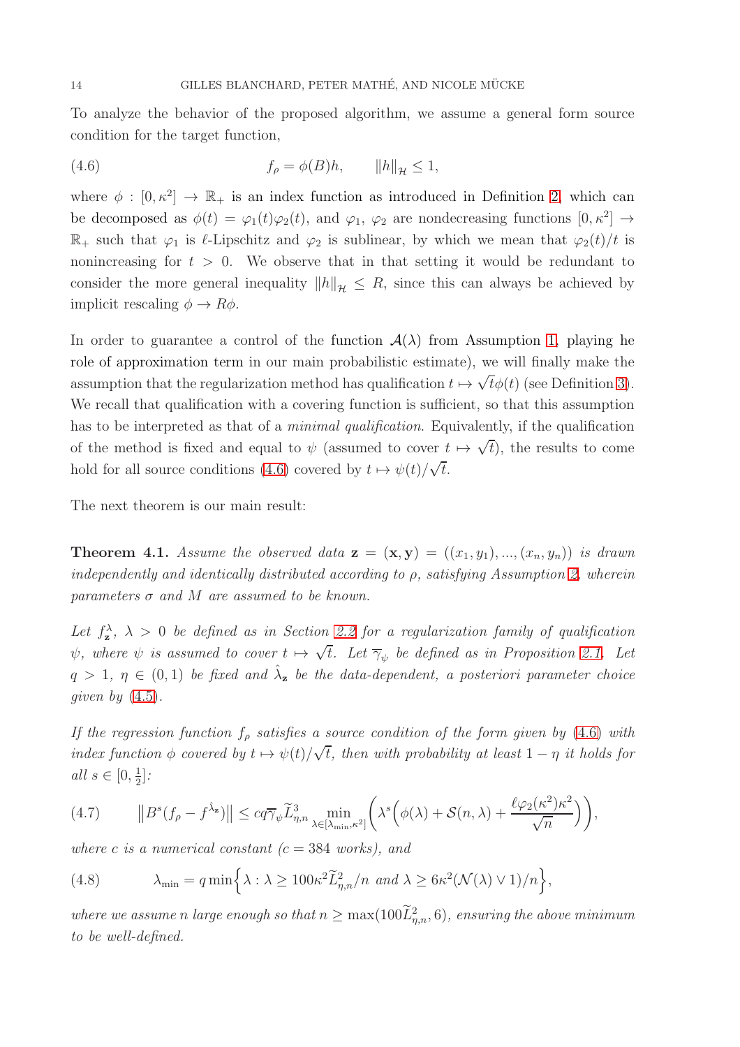To analyze the behavior of the proposed algorithm, we assume a general form source condition for the target function,

$$
f_\rho = \phi(B)h, \qquad \|h\|_{\mathcal{H}} \le 1, \tag{4.6}
$$

where $\phi : [0, \kappa^2] \to \mathbb{R}_+$ is an index function as introduced in Definition 2, which can be decomposed as $\phi(t) = \varphi_1(t)\varphi_2(t)$, and $\varphi_1$, $\varphi_2$ are nondecreasing functions $[0, \kappa^2] \to \mathbb{R}_+$ such that $\varphi_1$ is $\ell$-Lipschitz and $\varphi_2$ is sublinear, by which we mean that $\varphi_2(t)/t$ is nonincreasing for $t > 0$. We observe that in that setting it would be redundant to consider the more general inequality $\|h\|_{\mathcal{H}} \le R$, since this can always be achieved by implicit rescaling $\phi \to R\phi$.

In order to guarantee a control of the function $\mathcal{A}(\lambda)$ from Assumption 1, playing he role of approximation term in our main probabilistic estimate), we will finally make the assumption that the regularization method has qualification $t \mapsto \sqrt{t}\phi(t)$ (see Definition 3). We recall that qualification with a covering function is sufficient, so that this assumption has to be interpreted as that of a *minimal qualification*. Equivalently, if the qualification of the method is fixed and equal to $\psi$ (assumed to cover $t \mapsto \sqrt{t}$), the results to come hold for all source conditions (4.6) covered by $t \mapsto \psi(t)/\sqrt{t}$.

The next theorem is our main result:

**Theorem 4.1.** *Assume the observed data $\mathbf{z} = (\mathbf{x}, \mathbf{y}) = ((x_1, y_1), ..., (x_n, y_n))$ is drawn independently and identically distributed according to $\rho$, satisfying Assumption 2, wherein parameters $\sigma$ and $M$ are assumed to be known.*

*Let $f_{\mathbf{z}}^\lambda$, $\lambda > 0$ be defined as in Section 2.2 for a regularization family of qualification $\psi$, where $\psi$ is assumed to cover $t \mapsto \sqrt{t}$. Let $\overline{\gamma}_\psi$ be defined as in Proposition 2.1. Let $q > 1$, $\eta \in (0, 1)$ be fixed and $\hat{\lambda}_{\mathbf{z}}$ be the data-dependent, a posteriori parameter choice given by (4.5).*

*If the regression function $f_\rho$ satisfies a source condition of the form given by (4.6) with index function $\phi$ covered by $t \mapsto \psi(t)/\sqrt{t}$, then with probability at least $1 - \eta$ it holds for all $s \in [0, \frac{1}{2}]$:*

$$
\left\| B^s(f_\rho - f^{\hat{\lambda}_{\mathbf{z}}}) \right\| \le cq\overline{\gamma}_\psi \widetilde{L}_{\eta,n}^3 \min_{\lambda \in [\lambda_{\min}, \kappa^2]} \left( \lambda^s \Big( \phi(\lambda) + \mathcal{S}(n, \lambda) + \frac{\ell \varphi_2(\kappa^2)\kappa^2}{\sqrt{n}} \Big) \right), \tag{4.7}
$$

*where $c$ is a numerical constant ($c = 384$ works), and*

$$
\lambda_{\min} = q \min\Big\{ \lambda : \lambda \ge 100\kappa^2 \widetilde{L}_{\eta,n}^2 / n \text{ and } \lambda \ge 6\kappa^2(\mathcal{N}(\lambda) \vee 1)/n \Big\}, \tag{4.8}
$$

*where we assume $n$ large enough so that $n \ge \max(100\widetilde{L}_{\eta,n}^2, 6)$, ensuring the above minimum to be well-defined.*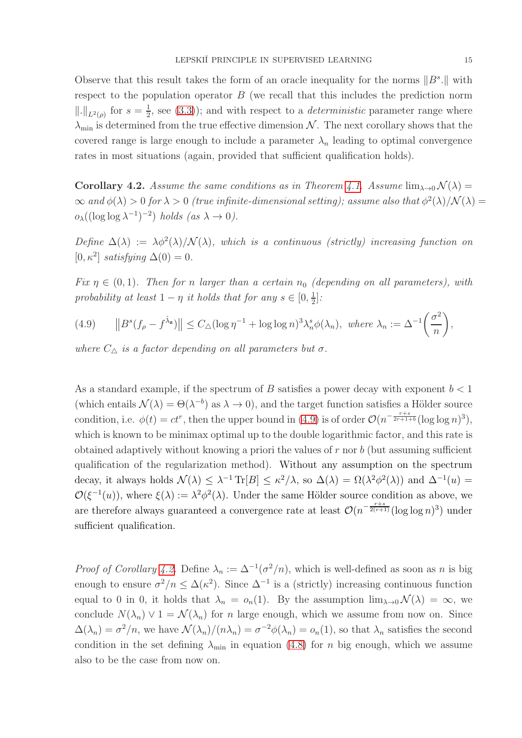Observe that this result takes the form of an oracle inequality for the norms $\|B^s.\|$ with respect to the population operator $B$ (we recall that this includes the prediction norm $\|.\|_{L^2(\rho)}$ for $s = \frac{1}{2}$, see (3.3)); and with respect to a *deterministic* parameter range where $\lambda_{\min}$ is determined from the true effective dimension $\mathcal{N}$. The next corollary shows that the covered range is large enough to include a parameter $\lambda_n$ leading to optimal convergence rates in most situations (again, provided that sufficient qualification holds).

**Corollary 4.2.** *Assume the same conditions as in Theorem 4.1. Assume $\lim_{\lambda \to 0} \mathcal{N}(\lambda) = \infty$ and $\phi(\lambda) > 0$ for $\lambda > 0$ (true infinite-dimensional setting); assume also that $\phi^2(\lambda)/\mathcal{N}(\lambda) = o_\lambda((\log\log \lambda^{-1})^{-2})$ holds (as $\lambda \to 0$).*

*Define $\Delta(\lambda) := \lambda\phi^2(\lambda)/\mathcal{N}(\lambda)$, which is a continuous (strictly) increasing function on $[0, \kappa^2]$ satisfying $\Delta(0) = 0$.*

*Fix $\eta \in (0, 1)$. Then for $n$ larger than a certain $n_0$ (depending on all parameters), with probability at least $1 - \eta$ it holds that for any $s \in [0, \frac{1}{2}]$:*

$$
\left\|B^s(f_\rho - f^{\hat{\lambda}_{\mathbf{z}}})\right\| \leq C_\triangle(\log \eta^{-1} + \log\log n)^3 \lambda_n^s \phi(\lambda_n), \text{ where } \lambda_n := \Delta^{-1}\left(\frac{\sigma^2}{n}\right), \tag{4.9}
$$

*where $C_\triangle$ is a factor depending on all parameters but $\sigma$.*

As a standard example, if the spectrum of $B$ satisfies a power decay with exponent $b < 1$ (which entails $\mathcal{N}(\lambda) = \Theta(\lambda^{-b})$ as $\lambda \to 0$), and the target function satisfies a Hölder source condition, i.e. $\phi(t) = ct^r$, then the upper bound in (4.9) is of order $\mathcal{O}(n^{-\frac{r+s}{2r+1+b}}(\log\log n)^3)$, which is known to be minimax optimal up to the double logarithmic factor, and this rate is obtained adaptively without knowing a priori the values of $r$ nor $b$ (but assuming sufficient qualification of the regularization method). Without any assumption on the spectrum decay, it always holds $\mathcal{N}(\lambda) \leq \lambda^{-1}\operatorname{Tr}[B] \leq \kappa^2/\lambda$, so $\Delta(\lambda) = \Omega(\lambda^2\phi^2(\lambda))$ and $\Delta^{-1}(u) = \mathcal{O}(\xi^{-1}(u))$, where $\xi(\lambda) := \lambda^2\phi^2(\lambda)$. Under the same Hölder source condition as above, we are therefore always guaranteed a convergence rate at least $\mathcal{O}(n^{-\frac{r+s}{2(r+1)}}(\log\log n)^3)$ under sufficient qualification.

*Proof of Corollary 4.2.* Define $\lambda_n := \Delta^{-1}(\sigma^2/n)$, which is well-defined as soon as $n$ is big enough to ensure $\sigma^2/n \leq \Delta(\kappa^2)$. Since $\Delta^{-1}$ is a (strictly) increasing continuous function equal to 0 in 0, it holds that $\lambda_n = o_n(1)$. By the assumption $\lim_{\lambda \to 0} \mathcal{N}(\lambda) = \infty$, we conclude $N(\lambda_n) \vee 1 = \mathcal{N}(\lambda_n)$ for $n$ large enough, which we assume from now on. Since $\Delta(\lambda_n) = \sigma^2/n$, we have $\mathcal{N}(\lambda_n)/(n\lambda_n) = \sigma^{-2}\phi(\lambda_n) = o_n(1)$, so that $\lambda_n$ satisfies the second condition in the set defining $\lambda_{\min}$ in equation (4.8) for $n$ big enough, which we assume also to be the case from now on.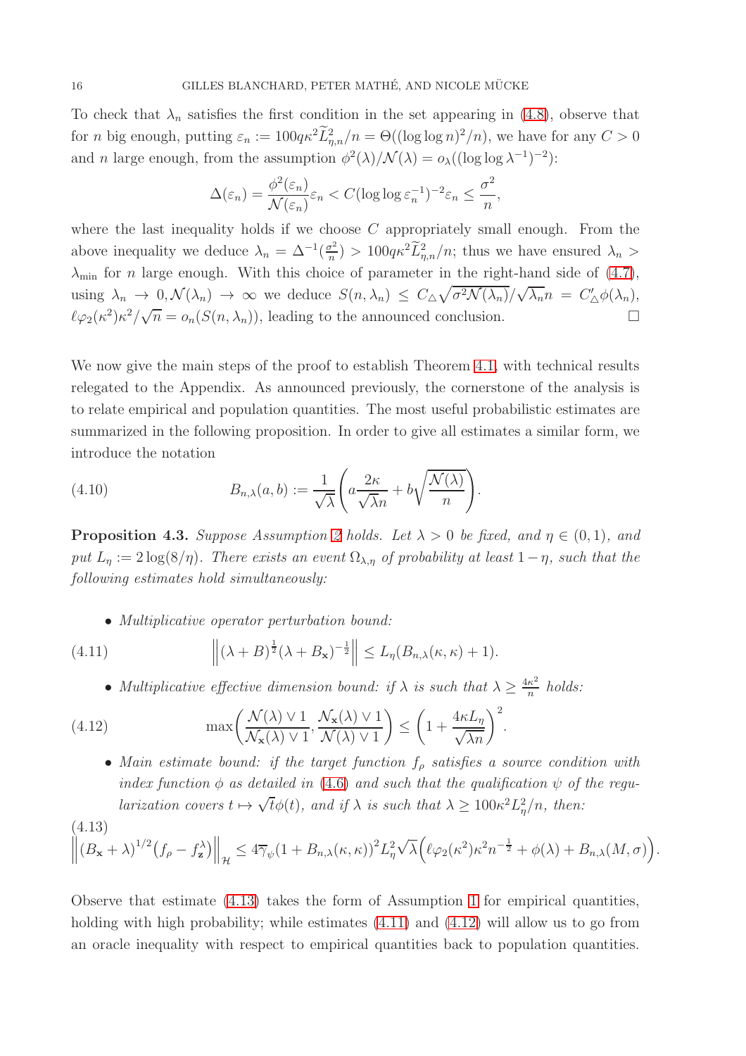To check that $\lambda_n$ satisfies the first condition in the set appearing in (4.8), observe that for $n$ big enough, putting $\varepsilon_n := 100q\kappa^2 \widetilde{L}_{\eta,n}^2/n = \Theta((\log\log n)^2/n)$, we have for any $C > 0$ and $n$ large enough, from the assumption $\phi^2(\lambda)/\mathcal{N}(\lambda) = o_\lambda((\log\log\lambda^{-1})^{-2})$:

$$
\Delta(\varepsilon_n) = \frac{\phi^2(\varepsilon_n)}{\mathcal{N}(\varepsilon_n)}\varepsilon_n < C(\log\log\varepsilon_n^{-1})^{-2}\varepsilon_n \leq \frac{\sigma^2}{n},
$$

where the last inequality holds if we choose $C$ appropriately small enough. From the above inequality we deduce $\lambda_n = \Delta^{-1}(\frac{\sigma^2}{n}) > 100q\kappa^2\widetilde{L}_{\eta,n}^2/n$; thus we have ensured $\lambda_n > \lambda_{\min}$ for $n$ large enough. With this choice of parameter in the right-hand side of (4.7), using $\lambda_n \to 0, \mathcal{N}(\lambda_n) \to \infty$ we deduce $S(n,\lambda_n) \leq C_\triangle\sqrt{\sigma^2\mathcal{N}(\lambda_n)}/\sqrt{\lambda_n}n = C'_\triangle\phi(\lambda_n)$, $\ell\varphi_2(\kappa^2)\kappa^2/\sqrt{n} = o_n(S(n,\lambda_n))$, leading to the announced conclusion. □

We now give the main steps of the proof to establish Theorem 4.1, with technical results relegated to the Appendix. As announced previously, the cornerstone of the analysis is to relate empirical and population quantities. The most useful probabilistic estimates are summarized in the following proposition. In order to give all estimates a similar form, we introduce the notation

$$
B_{n,\lambda}(a,b) := \frac{1}{\sqrt{\lambda}}\left(a\frac{2\kappa}{\sqrt{\lambda}n} + b\sqrt{\frac{\mathcal{N}(\lambda)}{n}}\right). \tag{4.10}
$$

**Proposition 4.3.** *Suppose Assumption 2 holds. Let $\lambda > 0$ be fixed, and $\eta \in (0,1)$, and put $L_\eta := 2\log(8/\eta)$. There exists an event $\Omega_{\lambda,\eta}$ of probability at least $1-\eta$, such that the following estimates hold simultaneously:*

- *Multiplicative operator perturbation bound:*

$$
\left\|(\lambda + B)^{\frac{1}{2}}(\lambda + B_{\mathbf{x}})^{-\frac{1}{2}}\right\| \leq L_\eta(B_{n,\lambda}(\kappa,\kappa) + 1). \tag{4.11}
$$

- *Multiplicative effective dimension bound: if $\lambda$ is such that $\lambda \geq \frac{4\kappa^2}{n}$ holds:*

$$
\max\left(\frac{\mathcal{N}(\lambda)\vee 1}{\mathcal{N}_{\mathbf{x}}(\lambda)\vee 1}, \frac{\mathcal{N}_{\mathbf{x}}(\lambda)\vee 1}{\mathcal{N}(\lambda)\vee 1}\right) \leq \left(1 + \frac{4\kappa L_\eta}{\sqrt{\lambda n}}\right)^2. \tag{4.12}
$$

- *Main estimate bound: if the target function $f_\rho$ satisfies a source condition with index function $\phi$ as detailed in (4.6) and such that the qualification $\psi$ of the regularization covers $t \mapsto \sqrt{t}\phi(t)$, and if $\lambda$ is such that $\lambda \geq 100\kappa^2L_\eta^2/n$, then:*

$$
\left\|(B_{\mathbf{x}} + \lambda)^{1/2}\left(f_\rho - f_{\mathbf{z}}^\lambda\right)\right\|_{\mathcal{H}} \leq 4\overline{\gamma}_\psi(1 + B_{n,\lambda}(\kappa,\kappa))^2 L_\eta^2\sqrt{\lambda}\left(\ell\varphi_2(\kappa^2)\kappa^2 n^{-\frac{1}{2}} + \phi(\lambda) + B_{n,\lambda}(M,\sigma)\right). \tag{4.13}
$$

Observe that estimate (4.13) takes the form of Assumption 1 for empirical quantities, holding with high probability; while estimates (4.11) and (4.12) will allow us to go from an oracle inequality with respect to empirical quantities back to population quantities.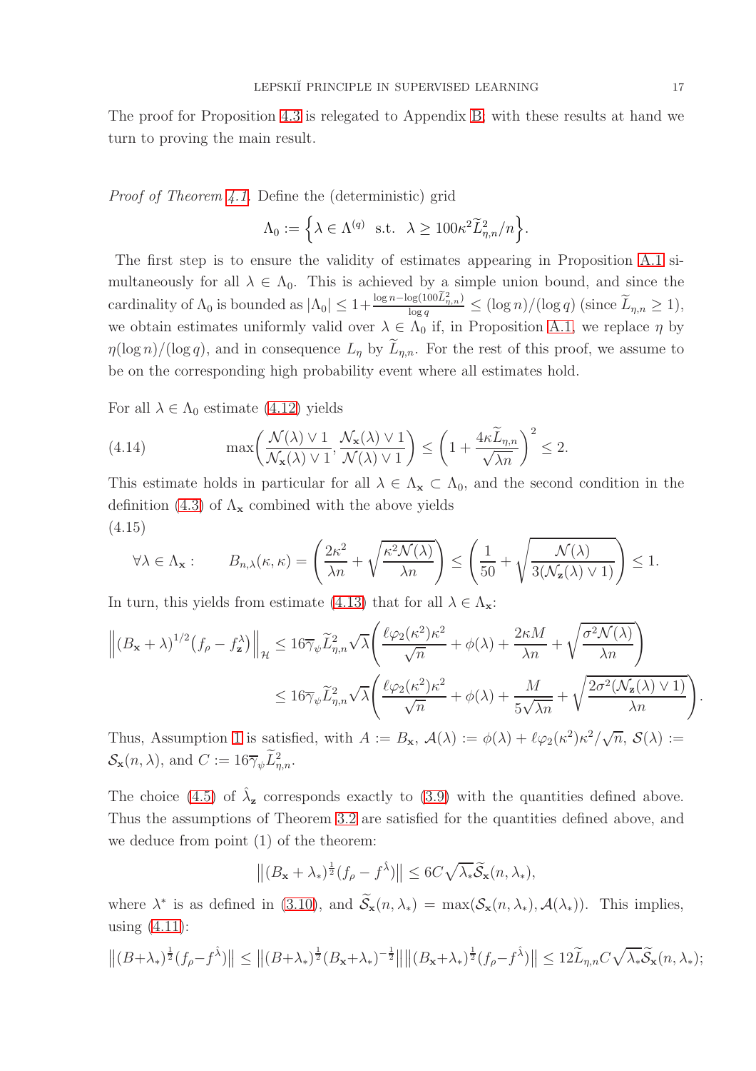The proof for Proposition 4.3 is relegated to Appendix B; with these results at hand we turn to proving the main result.

*Proof of Theorem 4.1.* Define the (deterministic) grid

$$\Lambda_0 := \Big\{ \lambda \in \Lambda^{(q)} \;\text{ s.t. }\; \lambda \geq 100\kappa^2 \widetilde{L}^2_{\eta,n}/n \Big\}.$$

The first step is to ensure the validity of estimates appearing in Proposition A.1 simultaneously for all $\lambda \in \Lambda_0$. This is achieved by a simple union bound, and since the cardinality of $\Lambda_0$ is bounded as $|\Lambda_0| \leq 1 + \frac{\log n - \log(100\widetilde{L}^2_{\eta,n})}{\log q} \leq (\log n)/(\log q)$ (since $\widetilde{L}_{\eta,n} \geq 1$), we obtain estimates uniformly valid over $\lambda \in \Lambda_0$ if, in Proposition A.1, we replace $\eta$ by $\eta(\log n)/(\log q)$, and in consequence $L_\eta$ by $\widetilde{L}_{\eta,n}$. For the rest of this proof, we assume to be on the corresponding high probability event where all estimates hold.

For all $\lambda \in \Lambda_0$ estimate (4.12) yields

$$\max\left( \frac{\mathcal{N}(\lambda) \vee 1}{\mathcal{N}_{\mathbf{x}}(\lambda) \vee 1}, \frac{\mathcal{N}_{\mathbf{x}}(\lambda) \vee 1}{\mathcal{N}(\lambda) \vee 1} \right) \leq \left( 1 + \frac{4\kappa \widetilde{L}_{\eta,n}}{\sqrt{\lambda n}} \right)^2 \leq 2. \tag{4.14}$$

This estimate holds in particular for all $\lambda \in \Lambda_{\mathbf{x}} \subset \Lambda_0$, and the second condition in the definition (4.3) of $\Lambda_{\mathbf{x}}$ combined with the above yields

$$\forall \lambda \in \Lambda_{\mathbf{x}} : \qquad B_{n,\lambda}(\kappa,\kappa) = \left( \frac{2\kappa^2}{\lambda n} + \sqrt{\frac{\kappa^2 \mathcal{N}(\lambda)}{\lambda n}} \right) \leq \left( \frac{1}{50} + \sqrt{\frac{\mathcal{N}(\lambda)}{3(\mathcal{N}_{\mathbf{z}}(\lambda) \vee 1)}} \right) \leq 1. \tag{4.15}$$

In turn, this yields from estimate (4.13) that for all $\lambda \in \Lambda_{\mathbf{x}}$:

$$\begin{aligned}
\Big\| (B_{\mathbf{x}} + \lambda)^{1/2} \big( f_\rho - f^\lambda_{\mathbf{z}} \big) \Big\|_{\mathcal{H}} &\leq 16 \overline{\gamma}_\psi \widetilde{L}^2_{\eta,n} \sqrt{\lambda} \left( \frac{\ell \varphi_2(\kappa^2)\kappa^2}{\sqrt{n}} + \phi(\lambda) + \frac{2\kappa M}{\lambda n} + \sqrt{\frac{\sigma^2 \mathcal{N}(\lambda)}{\lambda n}} \right) \\
&\leq 16 \overline{\gamma}_\psi \widetilde{L}^2_{\eta,n} \sqrt{\lambda} \left( \frac{\ell \varphi_2(\kappa^2)\kappa^2}{\sqrt{n}} + \phi(\lambda) + \frac{M}{5\sqrt{\lambda n}} + \sqrt{\frac{2\sigma^2 (\mathcal{N}_{\mathbf{z}}(\lambda) \vee 1)}{\lambda n}} \right).
\end{aligned}$$

Thus, Assumption 1 is satisfied, with $A := B_{\mathbf{x}}$, $\mathcal{A}(\lambda) := \phi(\lambda) + \ell\varphi_2(\kappa^2)\kappa^2/\sqrt{n}$, $\mathcal{S}(\lambda) := \mathcal{S}_{\mathbf{x}}(n,\lambda)$, and $C := 16\overline{\gamma}_\psi \widetilde{L}^2_{\eta,n}$.

The choice (4.5) of $\hat{\lambda}_{\mathbf{z}}$ corresponds exactly to (3.9) with the quantities defined above. Thus the assumptions of Theorem 3.2 are satisfied for the quantities defined above, and we deduce from point (1) of the theorem:

$$\big\| (B_{\mathbf{x}} + \lambda_*)^{\frac{1}{2}} (f_\rho - f^{\hat{\lambda}}) \big\| \leq 6C\sqrt{\lambda_*} \widetilde{\mathcal{S}}_{\mathbf{x}}(n, \lambda_*),$$

where $\lambda^*$ is as defined in (3.10), and $\widetilde{\mathcal{S}}_{\mathbf{x}}(n,\lambda_*) = \max(\mathcal{S}_{\mathbf{x}}(n,\lambda_*), \mathcal{A}(\lambda_*))$. This implies, using (4.11):

$$\big\| (B + \lambda_*)^{\frac{1}{2}} (f_\rho - f^{\hat{\lambda}}) \big\| \leq \big\| (B + \lambda_*)^{\frac{1}{2}} (B_{\mathbf{x}} + \lambda_*)^{-\frac{1}{2}} \big\| \big\| (B_{\mathbf{x}} + \lambda_*)^{\frac{1}{2}} (f_\rho - f^{\hat{\lambda}}) \big\| \leq 12 \widetilde{L}_{\eta,n} C \sqrt{\lambda_*} \widetilde{\mathcal{S}}_{\mathbf{x}}(n, \lambda_*);$$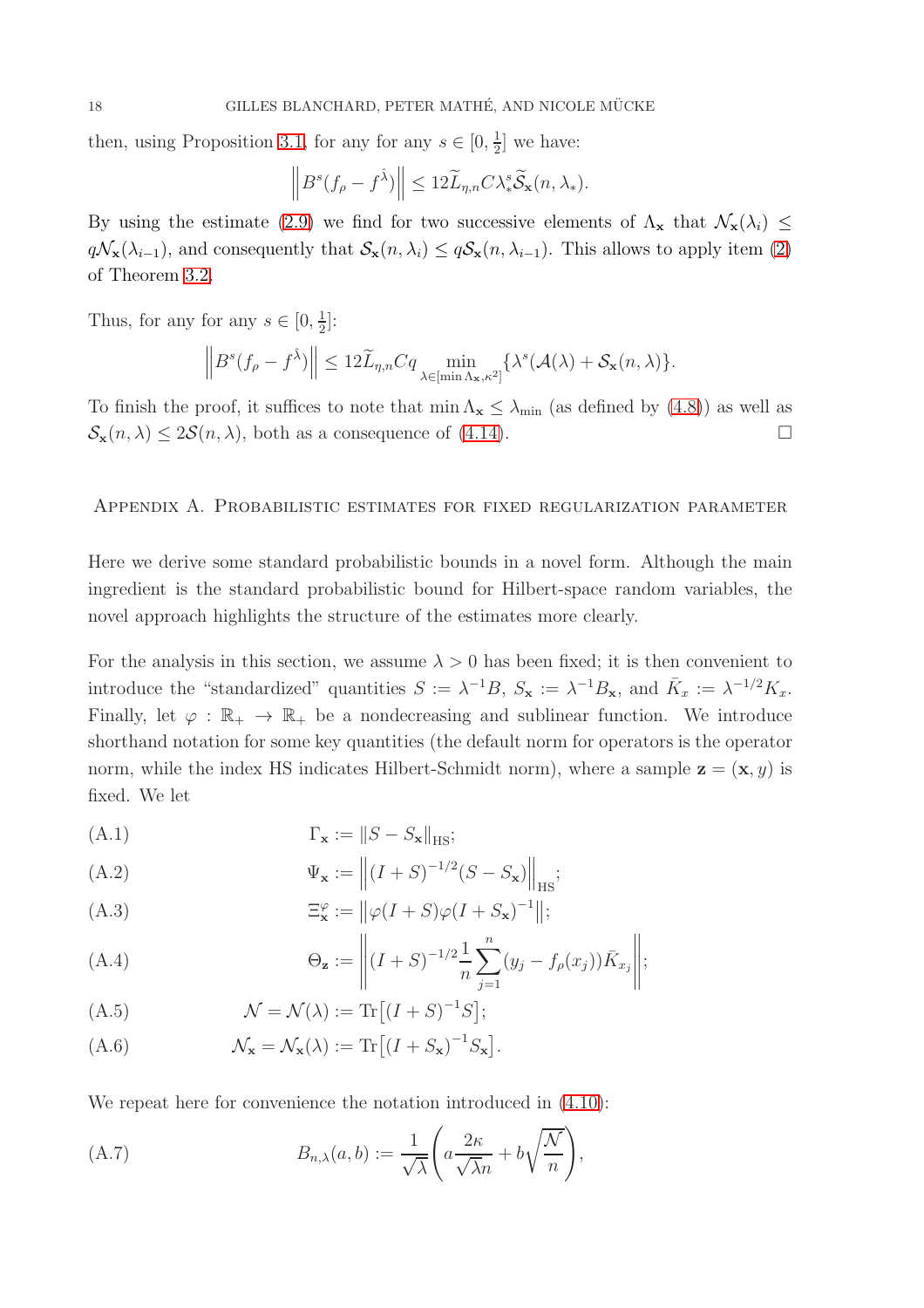then, using Proposition 3.1, for any for any $s \in [0, \frac{1}{2}]$ we have:

$$\left\| B^s(f_\rho - f^{\hat{\lambda}}) \right\| \leq 12\widetilde{L}_{\eta,n} C \lambda_*^s \widetilde{\mathcal{S}}_{\mathbf{x}}(n, \lambda_*).$$

By using the estimate (2.9) we find for two successive elements of $\Lambda_{\mathbf{x}}$ that $\mathcal{N}_{\mathbf{x}}(\lambda_i) \leq q\mathcal{N}_{\mathbf{x}}(\lambda_{i-1})$, and consequently that $\mathcal{S}_{\mathbf{x}}(n, \lambda_i) \leq q\mathcal{S}_{\mathbf{x}}(n, \lambda_{i-1})$. This allows to apply item (2) of Theorem 3.2.

Thus, for any for any $s \in [0, \frac{1}{2}]$:

$$\left\| B^s(f_\rho - f^{\hat{\lambda}}) \right\| \leq 12\widetilde{L}_{\eta,n} C q \min_{\lambda \in [\min \Lambda_{\mathbf{x}}, \kappa^2]} \{\lambda^s(\mathcal{A}(\lambda) + \mathcal{S}_{\mathbf{x}}(n, \lambda)\}.$$

To finish the proof, it suffices to note that $\min \Lambda_{\mathbf{x}} \leq \lambda_{\min}$ (as defined by (4.8)) as well as $\mathcal{S}_{\mathbf{x}}(n, \lambda) \leq 2\mathcal{S}(n, \lambda)$, both as a consequence of (4.14). $\square$

## Appendix A. Probabilistic estimates for fixed regularization parameter

Here we derive some standard probabilistic bounds in a novel form. Although the main ingredient is the standard probabilistic bound for Hilbert-space random variables, the novel approach highlights the structure of the estimates more clearly.

For the analysis in this section, we assume $\lambda > 0$ has been fixed; it is then convenient to introduce the "standardized" quantities $S := \lambda^{-1}B$, $S_{\mathbf{x}} := \lambda^{-1}B_{\mathbf{x}}$, and $\bar{K}_x := \lambda^{-1/2}K_x$. Finally, let $\varphi : \mathbb{R}_+ \to \mathbb{R}_+$ be a nondecreasing and sublinear function. We introduce shorthand notation for some key quantities (the default norm for operators is the operator norm, while the index HS indicates Hilbert-Schmidt norm), where a sample $\mathbf{z} = (\mathbf{x}, y)$ is fixed. We let

$$\Gamma_{\mathbf{x}} := \|S - S_{\mathbf{x}}\|_{\mathrm{HS}}; \tag{A.1}$$

$$\Psi_{\mathbf{x}} := \left\| (I + S)^{-1/2}(S - S_{\mathbf{x}}) \right\|_{\mathrm{HS}}; \tag{A.2}$$

$$\Xi_{\mathbf{x}}^{\varphi} := \left\| \varphi(I + S)\varphi(I + S_{\mathbf{x}})^{-1} \right\|; \tag{A.3}$$

$$\Theta_{\mathbf{z}} := \left\| (I + S)^{-1/2} \frac{1}{n} \sum_{j=1}^{n} (y_j - f_\rho(x_j))\bar{K}_{x_j} \right\|; \tag{A.4}$$

$$\mathcal{N} = \mathcal{N}(\lambda) := \mathrm{Tr}\big[(I + S)^{-1}S\big]; \tag{A.5}$$

$$\mathcal{N}_{\mathbf{x}} = \mathcal{N}_{\mathbf{x}}(\lambda) := \mathrm{Tr}\big[(I + S_{\mathbf{x}})^{-1}S_{\mathbf{x}}\big]. \tag{A.6}$$

We repeat here for convenience the notation introduced in (4.10):

$$B_{n,\lambda}(a, b) := \frac{1}{\sqrt{\lambda}} \left( a\frac{2\kappa}{\sqrt{\lambda} n} + b\sqrt{\frac{\mathcal{N}}{n}} \right), \tag{A.7}$$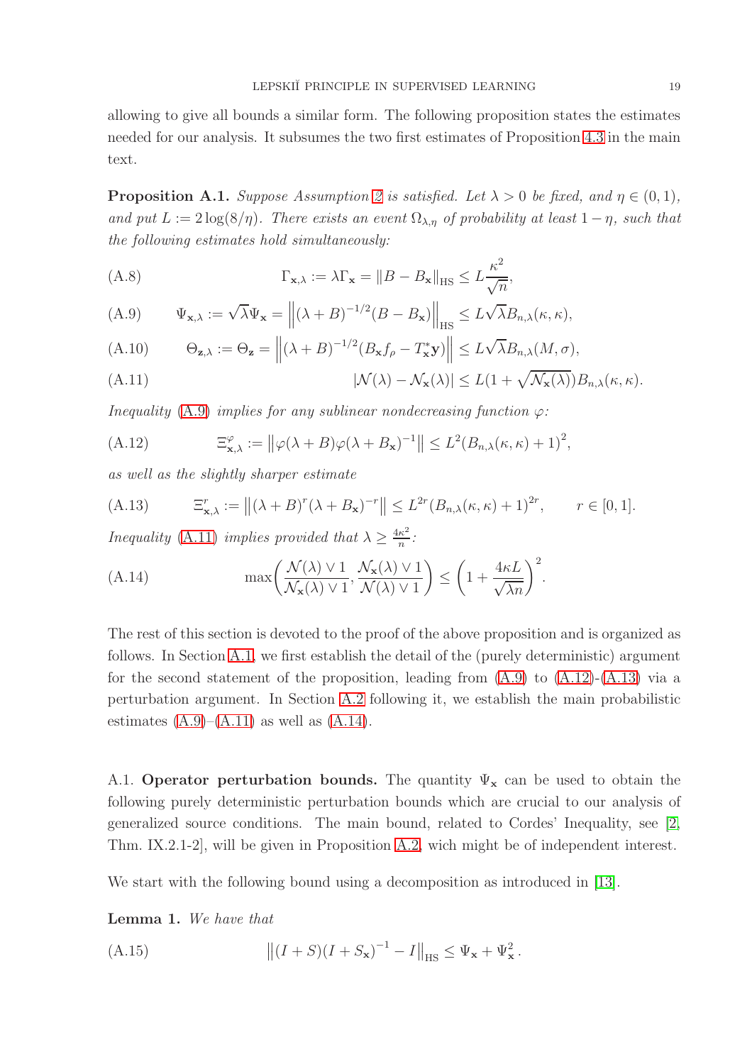allowing to give all bounds a similar form. The following proposition states the estimates needed for our analysis. It subsumes the two first estimates of Proposition 4.3 in the main text.

**Proposition A.1.** *Suppose Assumption 2 is satisfied. Let $\lambda > 0$ be fixed, and $\eta \in (0,1)$, and put $L := 2\log(8/\eta)$. There exists an event $\Omega_{\lambda,\eta}$ of probability at least $1-\eta$, such that the following estimates hold simultaneously:*

$$\Gamma_{\mathbf{x},\lambda} := \lambda \Gamma_{\mathbf{x}} = \|B - B_{\mathbf{x}}\|_{\mathrm{HS}} \le L\frac{\kappa^2}{\sqrt{n}}, \tag{A.8}$$

$$\Psi_{\mathbf{x},\lambda} := \sqrt{\lambda}\Psi_{\mathbf{x}} = \left\|(\lambda + B)^{-1/2}(B - B_{\mathbf{x}})\right\|_{\mathrm{HS}} \le L\sqrt{\lambda}\mathcal{B}_{n,\lambda}(\kappa,\kappa), \tag{A.9}$$

$$\Theta_{\mathbf{z},\lambda} := \Theta_{\mathbf{z}} = \left\|(\lambda + B)^{-1/2}(B_{\mathbf{x}}f_\rho - T^*_{\mathbf{x}}\mathbf{y})\right\| \le L\sqrt{\lambda}\mathcal{B}_{n,\lambda}(M,\sigma), \tag{A.10}$$

$$|\mathcal{N}(\lambda) - \mathcal{N}_{\mathbf{x}}(\lambda)| \le L(1 + \sqrt{\mathcal{N}_{\mathbf{x}}(\lambda)})\mathcal{B}_{n,\lambda}(\kappa,\kappa). \tag{A.11}$$

*Inequality (A.9) implies for any sublinear nondecreasing function $\varphi$:*

$$\Xi^{\varphi}_{\mathbf{x},\lambda} := \left\|\varphi(\lambda + B)\varphi(\lambda + B_{\mathbf{x}})^{-1}\right\| \le L^2(\mathcal{B}_{n,\lambda}(\kappa,\kappa) + 1)^2, \tag{A.12}$$

*as well as the slightly sharper estimate*

$$\Xi^{r}_{\mathbf{x},\lambda} := \left\|(\lambda + B)^r(\lambda + B_{\mathbf{x}})^{-r}\right\| \le L^{2r}(\mathcal{B}_{n,\lambda}(\kappa,\kappa) + 1)^{2r}, \qquad r \in [0,1]. \tag{A.13}$$

*Inequality (A.11) implies provided that $\lambda \ge \frac{4\kappa^2}{n}$:*

$$\max\left(\frac{\mathcal{N}(\lambda) \vee 1}{\mathcal{N}_{\mathbf{x}}(\lambda) \vee 1}, \frac{\mathcal{N}_{\mathbf{x}}(\lambda) \vee 1}{\mathcal{N}(\lambda) \vee 1}\right) \le \left(1 + \frac{4\kappa L}{\sqrt{\lambda n}}\right)^2. \tag{A.14}$$

The rest of this section is devoted to the proof of the above proposition and is organized as follows. In Section A.1, we first establish the detail of the (purely deterministic) argument for the second statement of the proposition, leading from (A.9) to (A.12)-(A.13) via a perturbation argument. In Section A.2 following it, we establish the main probabilistic estimates (A.9)–(A.11) as well as (A.14).

A.1. **Operator perturbation bounds.** The quantity $\Psi_{\mathbf{x}}$ can be used to obtain the following purely deterministic perturbation bounds which are crucial to our analysis of generalized source conditions. The main bound, related to Cordes' Inequality, see [2, Thm. IX.2.1-2], will be given in Proposition A.2, wich might be of independent interest.

We start with the following bound using a decomposition as introduced in [13].

**Lemma 1.** *We have that*

$$\left\|(I + S)(I + S_{\mathbf{x}})^{-1} - I\right\|_{\mathrm{HS}} \le \Psi_{\mathbf{x}} + \Psi^2_{\mathbf{x}}\,. \tag{A.15}$$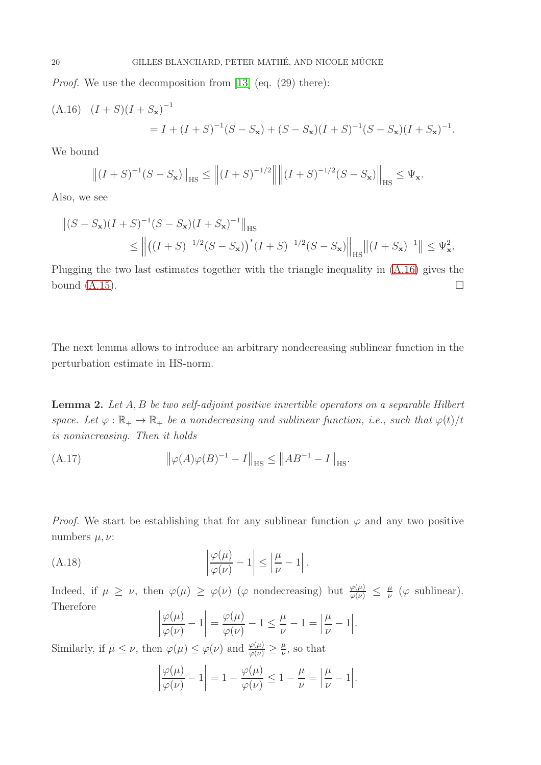*Proof.* We use the decomposition from [13] (eq. (29) there):

$$
\text{(A.16)} \quad (I+S)(I+S_{\mathbf{x}})^{-1} = I + (I+S)^{-1}(S-S_{\mathbf{x}}) + (S-S_{\mathbf{x}})(I+S)^{-1}(S-S_{\mathbf{x}})(I+S_{\mathbf{x}})^{-1}.
$$

We bound

$$
\left\|(I+S)^{-1}(S-S_{\mathbf{x}})\right\|_{\mathrm{HS}} \le \left\|(I+S)^{-1/2}\right\|\left\|(I+S)^{-1/2}(S-S_{\mathbf{x}})\right\|_{\mathrm{HS}} \le \Psi_{\mathbf{x}}.
$$

Also, we see

$$
\begin{aligned}
&\left\|(S-S_{\mathbf{x}})(I+S)^{-1}(S-S_{\mathbf{x}})(I+S_{\mathbf{x}})^{-1}\right\|_{\mathrm{HS}} \\
&\qquad \le \left\|\left((I+S)^{-1/2}(S-S_{\mathbf{x}})\right)^*(I+S)^{-1/2}(S-S_{\mathbf{x}})\right\|_{\mathrm{HS}}\left\|(I+S_{\mathbf{x}})^{-1}\right\| \le \Psi_{\mathbf{x}}^2.
\end{aligned}
$$

Plugging the two last estimates together with the triangle inequality in (A.16) gives the bound (A.15). $\square$

The next lemma allows to introduce an arbitrary nondecreasing sublinear function in the perturbation estimate in HS-norm.

**Lemma 2.** *Let $A, B$ be two self-adjoint positive invertible operators on a separable Hilbert space. Let $\varphi : \mathbb{R}_+ \to \mathbb{R}_+$ be a nondecreasing and sublinear function, i.e., such that $\varphi(t)/t$ is nonincreasing. Then it holds*

$$
\text{(A.17)} \qquad \left\|\varphi(A)\varphi(B)^{-1} - I\right\|_{\mathrm{HS}} \le \left\|AB^{-1} - I\right\|_{\mathrm{HS}}.
$$

*Proof.* We start be establishing that for any sublinear function $\varphi$ and any two positive numbers $\mu, \nu$:

$$
\text{(A.18)} \qquad \left|\frac{\varphi(\mu)}{\varphi(\nu)} - 1\right| \le \left|\frac{\mu}{\nu} - 1\right|.
$$

Indeed, if $\mu \ge \nu$, then $\varphi(\mu) \ge \varphi(\nu)$ ($\varphi$ nondecreasing) but $\frac{\varphi(\mu)}{\varphi(\nu)} \le \frac{\mu}{\nu}$ ($\varphi$ sublinear). Therefore

$$
\left|\frac{\varphi(\mu)}{\varphi(\nu)} - 1\right| = \frac{\varphi(\mu)}{\varphi(\nu)} - 1 \le \frac{\mu}{\nu} - 1 = \left|\frac{\mu}{\nu} - 1\right|.
$$

Similarly, if $\mu \le \nu$, then $\varphi(\mu) \le \varphi(\nu)$ and $\frac{\varphi(\mu)}{\varphi(\nu)} \ge \frac{\mu}{\nu}$, so that

$$
\left|\frac{\varphi(\mu)}{\varphi(\nu)} - 1\right| = 1 - \frac{\varphi(\mu)}{\varphi(\nu)} \le 1 - \frac{\mu}{\nu} = \left|\frac{\mu}{\nu} - 1\right|.
$$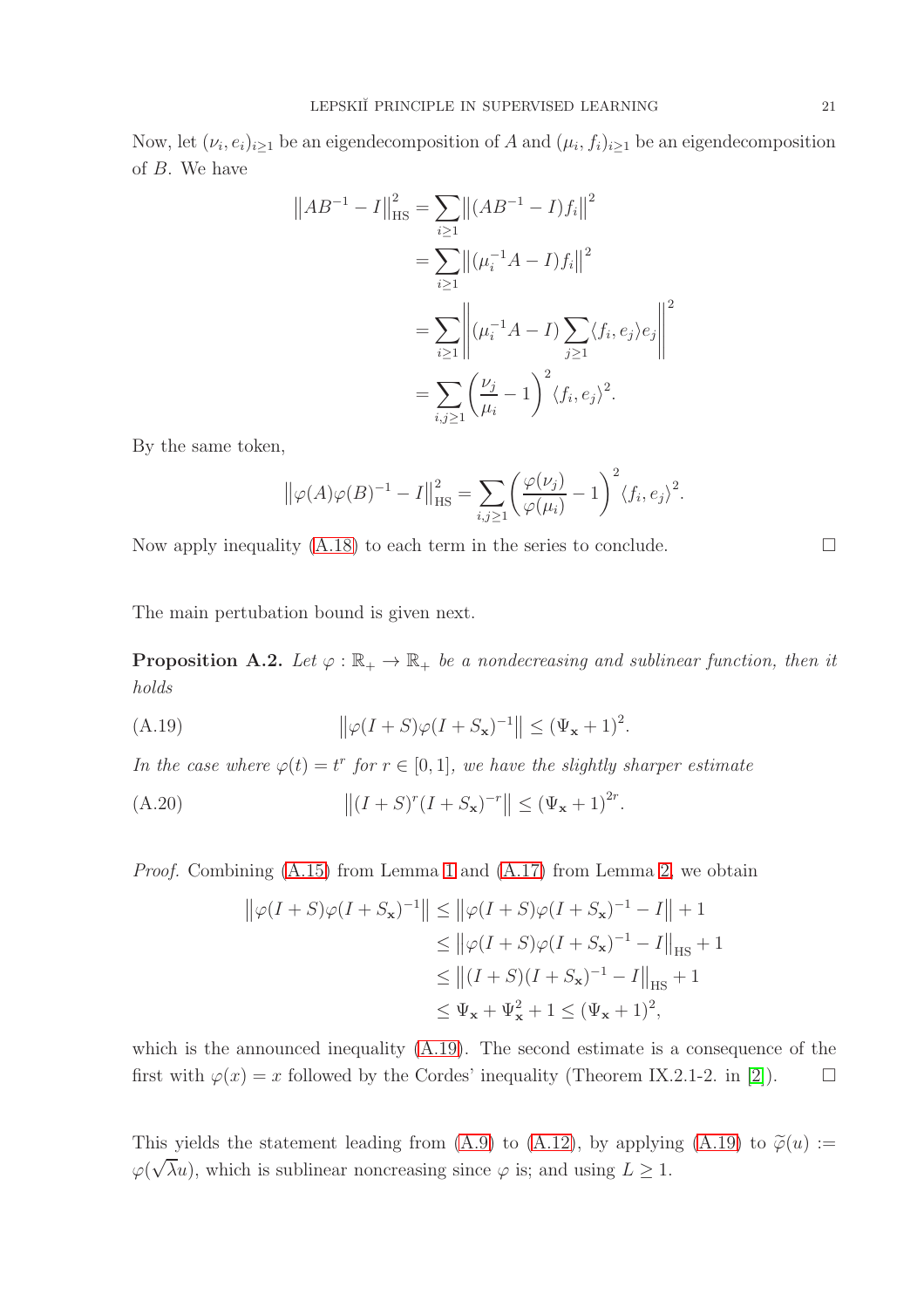Now, let $(\nu_i, e_i)_{i\geq 1}$ be an eigendecomposition of $A$ and $(\mu_i, f_i)_{i\geq 1}$ be an eigendecomposition of $B$. We have

$$
\begin{aligned}
\left\|AB^{-1} - I\right\|_{\mathrm{HS}}^2 &= \sum_{i\geq 1} \left\|(AB^{-1} - I)f_i\right\|^2 \\
&= \sum_{i\geq 1} \left\|(\mu_i^{-1}A - I)f_i\right\|^2 \\
&= \sum_{i\geq 1} \left\|(\mu_i^{-1}A - I)\sum_{j\geq 1}\langle f_i, e_j\rangle e_j\right\|^2 \\
&= \sum_{i,j\geq 1} \left(\frac{\nu_j}{\mu_i} - 1\right)^2 \langle f_i, e_j\rangle^2.
\end{aligned}
$$

By the same token,

$$
\left\|\varphi(A)\varphi(B)^{-1} - I\right\|_{\mathrm{HS}}^2 = \sum_{i,j\geq 1} \left(\frac{\varphi(\nu_j)}{\varphi(\mu_i)} - 1\right)^2 \langle f_i, e_j\rangle^2.
$$

Now apply inequality (A.18) to each term in the series to conclude. $\square$

The main pertubation bound is given next.

**Proposition A.2.** *Let $\varphi : \mathbb{R}_+ \to \mathbb{R}_+$ be a nondecreasing and sublinear function, then it holds*

$$
\left\|\varphi(I+S)\varphi(I+S_{\mathbf{x}})^{-1}\right\| \leq (\Psi_{\mathbf{x}} + 1)^2. \tag{A.19}
$$

*In the case where $\varphi(t) = t^r$ for $r \in [0,1]$, we have the slightly sharper estimate*

$$
\left\|(I+S)^r(I+S_{\mathbf{x}})^{-r}\right\| \leq (\Psi_{\mathbf{x}} + 1)^{2r}. \tag{A.20}
$$

*Proof.* Combining (A.15) from Lemma 1 and (A.17) from Lemma 2, we obtain

$$
\begin{aligned}
\left\|\varphi(I+S)\varphi(I+S_{\mathbf{x}})^{-1}\right\| &\leq \left\|\varphi(I+S)\varphi(I+S_{\mathbf{x}})^{-1} - I\right\| + 1 \\
&\leq \left\|\varphi(I+S)\varphi(I+S_{\mathbf{x}})^{-1} - I\right\|_{\mathrm{HS}} + 1 \\
&\leq \left\|(I+S)(I+S_{\mathbf{x}})^{-1} - I\right\|_{\mathrm{HS}} + 1 \\
&\leq \Psi_{\mathbf{x}} + \Psi_{\mathbf{x}}^2 + 1 \leq (\Psi_{\mathbf{x}} + 1)^2,
\end{aligned}
$$

which is the announced inequality (A.19). The second estimate is a consequence of the first with $\varphi(x) = x$ followed by the Cordes' inequality (Theorem IX.2.1-2. in [2]). $\square$

This yields the statement leading from (A.9) to (A.12), by applying (A.19) to $\widetilde{\varphi}(u) := \varphi(\sqrt{\lambda}u)$, which is sublinear noncreasing since $\varphi$ is; and using $L \geq 1$.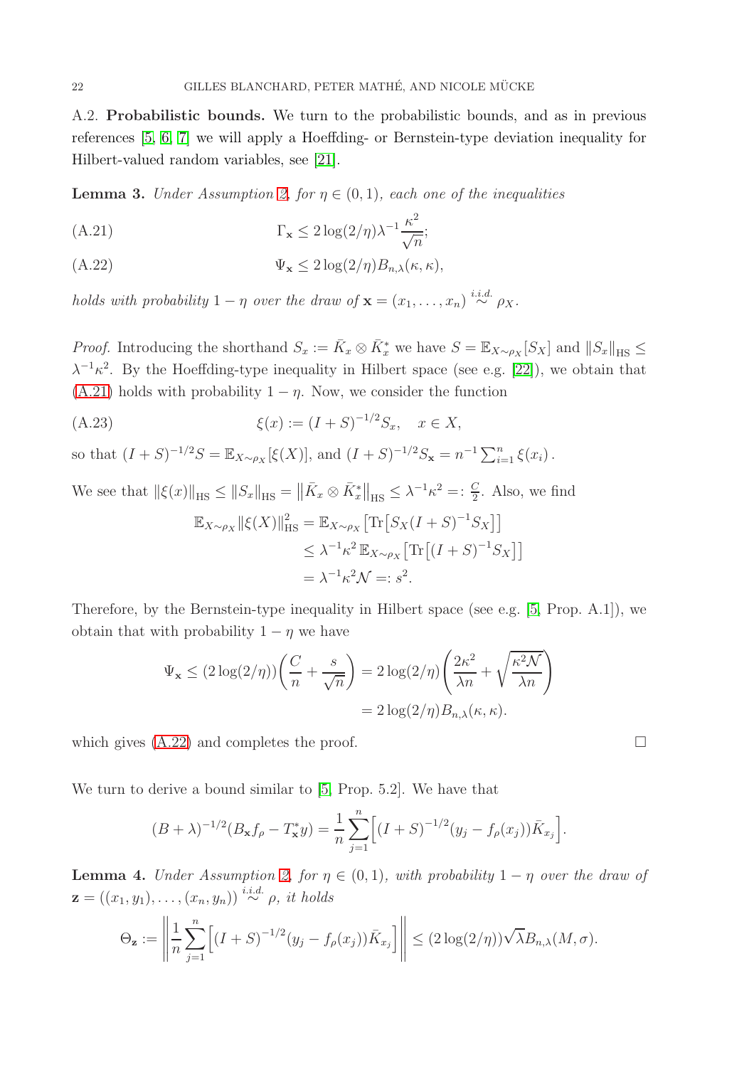A.2. **Probabilistic bounds.** We turn to the probabilistic bounds, and as in previous references [5, 6, 7] we will apply a Hoeffding- or Bernstein-type deviation inequality for Hilbert-valued random variables, see [21].

**Lemma 3.** *Under Assumption 2, for $\eta \in (0,1)$, each one of the inequalities*

$$\Gamma_{\mathbf{x}} \leq 2\log(2/\eta)\lambda^{-1}\frac{\kappa^2}{\sqrt{n}}; \tag{A.21}$$

$$\Psi_{\mathbf{x}} \leq 2\log(2/\eta) B_{n,\lambda}(\kappa,\kappa), \tag{A.22}$$

*holds with probability $1-\eta$ over the draw of $\mathbf{x} = (x_1, \ldots, x_n) \overset{i.i.d.}{\sim} \rho_X$.*

*Proof.* Introducing the shorthand $S_x := \bar{K}_x \otimes \bar{K}_x^*$ we have $S = \mathbb{E}_{X\sim\rho_X}[S_X]$ and $\|S_x\|_{\mathrm{HS}} \leq \lambda^{-1}\kappa^2$. By the Hoeffding-type inequality in Hilbert space (see e.g. [22]), we obtain that (A.21) holds with probability $1-\eta$. Now, we consider the function

$$\xi(x) := (I+S)^{-1/2} S_x, \quad x \in X, \tag{A.23}$$

so that $(I+S)^{-1/2}S = \mathbb{E}_{X\sim\rho_X}[\xi(X)]$, and $(I+S)^{-1/2}S_{\mathbf{x}} = n^{-1}\sum_{i=1}^n \xi(x_i)$.

We see that $\|\xi(x)\|_{\mathrm{HS}} \leq \|S_x\|_{\mathrm{HS}} = \left\|\bar{K}_x \otimes \bar{K}_x^*\right\|_{\mathrm{HS}} \leq \lambda^{-1}\kappa^2 =: \frac{C}{2}$. Also, we find

$$\begin{aligned}
\mathbb{E}_{X\sim\rho_X}\|\xi(X)\|_{\mathrm{HS}}^2 &= \mathbb{E}_{X\sim\rho_X}\left[\mathrm{Tr}\left[S_X(I+S)^{-1}S_X\right]\right] \\
&\leq \lambda^{-1}\kappa^2\, \mathbb{E}_{X\sim\rho_X}\left[\mathrm{Tr}\left[(I+S)^{-1}S_X\right]\right] \\
&= \lambda^{-1}\kappa^2 \mathcal{N} =: s^2.
\end{aligned}$$

Therefore, by the Bernstein-type inequality in Hilbert space (see e.g. [5, Prop. A.1]), we obtain that with probability $1-\eta$ we have

$$\begin{aligned}
\Psi_{\mathbf{x}} \leq (2\log(2/\eta))\left(\frac{C}{n} + \frac{s}{\sqrt{n}}\right) &= 2\log(2/\eta)\left(\frac{2\kappa^2}{\lambda n} + \sqrt{\frac{\kappa^2\mathcal{N}}{\lambda n}}\right) \\
&= 2\log(2/\eta) B_{n,\lambda}(\kappa,\kappa).
\end{aligned}$$

which gives (A.22) and completes the proof. □

We turn to derive a bound similar to [5, Prop. 5.2]. We have that

$$(B+\lambda)^{-1/2}(B_{\mathbf{x}} f_\rho - T_{\mathbf{x}}^* y) = \frac{1}{n}\sum_{j=1}^n \Big[(I+S)^{-1/2}(y_j - f_\rho(x_j))\bar{K}_{x_j}\Big].$$

**Lemma 4.** *Under Assumption 2, for $\eta \in (0,1)$, with probability $1-\eta$ over the draw of $\mathbf{z} = ((x_1,y_1),\ldots,(x_n,y_n)) \overset{i.i.d.}{\sim} \rho$, it holds*

$$\Theta_{\mathbf{z}} := \left\|\frac{1}{n}\sum_{j=1}^n \Big[(I+S)^{-1/2}(y_j - f_\rho(x_j))\bar{K}_{x_j}\Big]\right\| \leq (2\log(2/\eta))\sqrt{\lambda} B_{n,\lambda}(M,\sigma).$$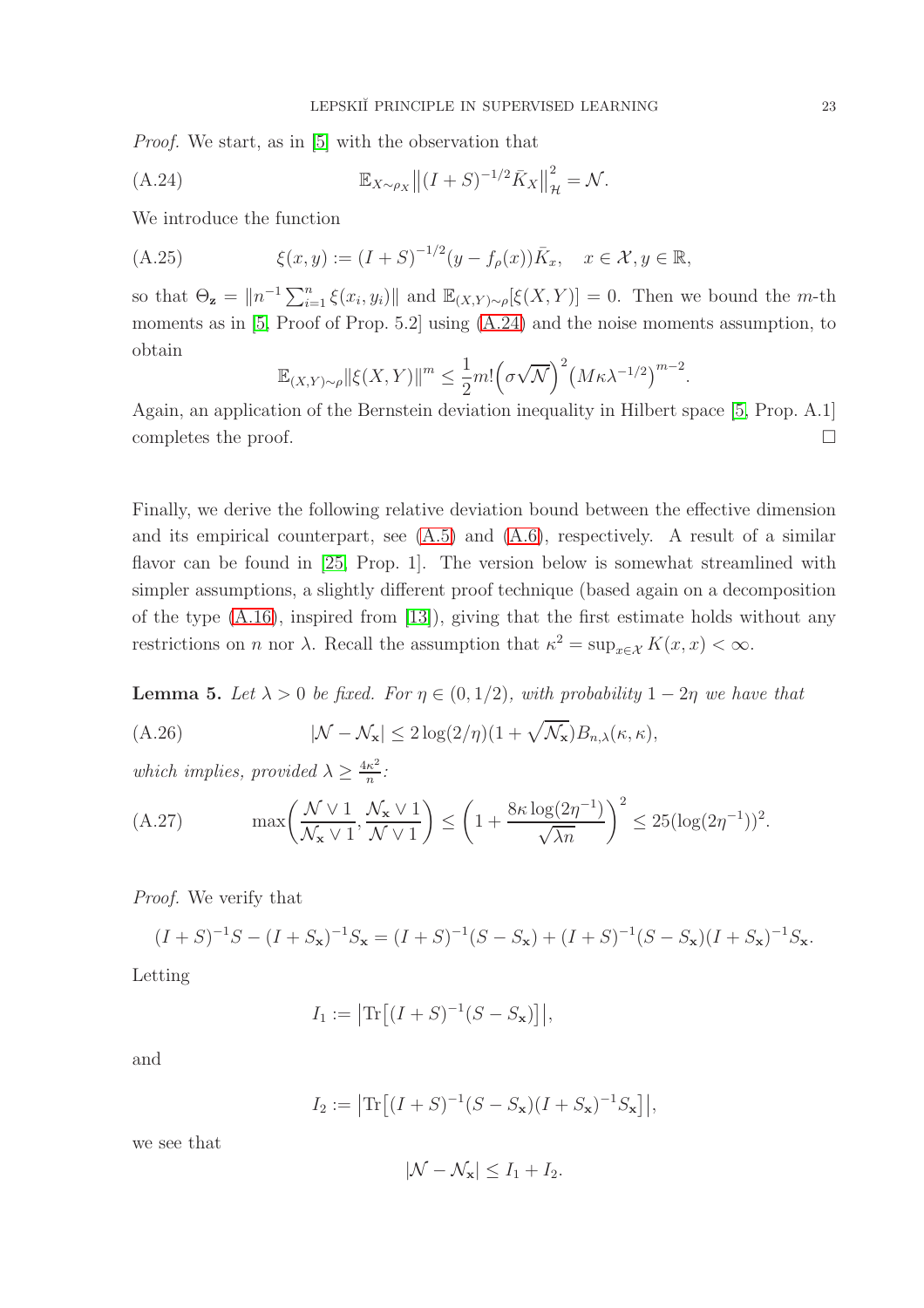*Proof.* We start, as in [5] with the observation that

$$\mathbb{E}_{X\sim\rho_X}\left\|(I+S)^{-1/2}\bar{K}_X\right\|_{\mathcal{H}}^2 = \mathcal{N}. \tag{A.24}$$

We introduce the function

$$\xi(x,y) := (I+S)^{-1/2}(y - f_\rho(x))\bar{K}_x, \quad x \in \mathcal{X}, y \in \mathbb{R}, \tag{A.25}$$

so that $\Theta_{\mathbf{z}} = \|n^{-1}\sum_{i=1}^n \xi(x_i, y_i)\|$ and $\mathbb{E}_{(X,Y)\sim\rho}[\xi(X,Y)] = 0$. Then we bound the $m$-th moments as in [5, Proof of Prop. 5.2] using (A.24) and the noise moments assumption, to obtain

$$\mathbb{E}_{(X,Y)\sim\rho}\|\xi(X,Y)\|^m \le \frac{1}{2}m!\left(\sigma\sqrt{\mathcal{N}}\right)^2\left(M\kappa\lambda^{-1/2}\right)^{m-2}.$$

Again, an application of the Bernstein deviation inequality in Hilbert space [5, Prop. A.1] completes the proof. □

Finally, we derive the following relative deviation bound between the effective dimension and its empirical counterpart, see (A.5) and (A.6), respectively. A result of a similar flavor can be found in [25, Prop. 1]. The version below is somewhat streamlined with simpler assumptions, a slightly different proof technique (based again on a decomposition of the type (A.16), inspired from [13]), giving that the first estimate holds without any restrictions on $n$ nor $\lambda$. Recall the assumption that $\kappa^2 = \sup_{x\in\mathcal{X}} K(x,x) < \infty$.

**Lemma 5.** *Let $\lambda > 0$ be fixed. For $\eta \in (0, 1/2)$, with probability $1 - 2\eta$ we have that*

$$|\mathcal{N} - \mathcal{N}_{\mathbf{x}}| \le 2\log(2/\eta)(1 + \sqrt{\mathcal{N}_{\mathbf{x}}})B_{n,\lambda}(\kappa,\kappa), \tag{A.26}$$

*which implies, provided $\lambda \ge \frac{4\kappa^2}{n}$:*

$$\max\left(\frac{\mathcal{N}\vee 1}{\mathcal{N}_{\mathbf{x}}\vee 1}, \frac{\mathcal{N}_{\mathbf{x}}\vee 1}{\mathcal{N}\vee 1}\right) \le \left(1 + \frac{8\kappa\log(2\eta^{-1})}{\sqrt{\lambda n}}\right)^2 \le 25(\log(2\eta^{-1}))^2. \tag{A.27}$$

*Proof.* We verify that

$$(I+S)^{-1}S - (I+S_{\mathbf{x}})^{-1}S_{\mathbf{x}} = (I+S)^{-1}(S - S_{\mathbf{x}}) + (I+S)^{-1}(S - S_{\mathbf{x}})(I+S_{\mathbf{x}})^{-1}S_{\mathbf{x}}.$$

Letting

$$I_1 := \left|\mathrm{Tr}\left[(I+S)^{-1}(S - S_{\mathbf{x}})\right]\right|,$$

and

$$I_2 := \left|\mathrm{Tr}\left[(I+S)^{-1}(S - S_{\mathbf{x}})(I+S_{\mathbf{x}})^{-1}S_{\mathbf{x}}\right]\right|,$$

we see that

$$|\mathcal{N} - \mathcal{N}_{\mathbf{x}}| \le I_1 + I_2.$$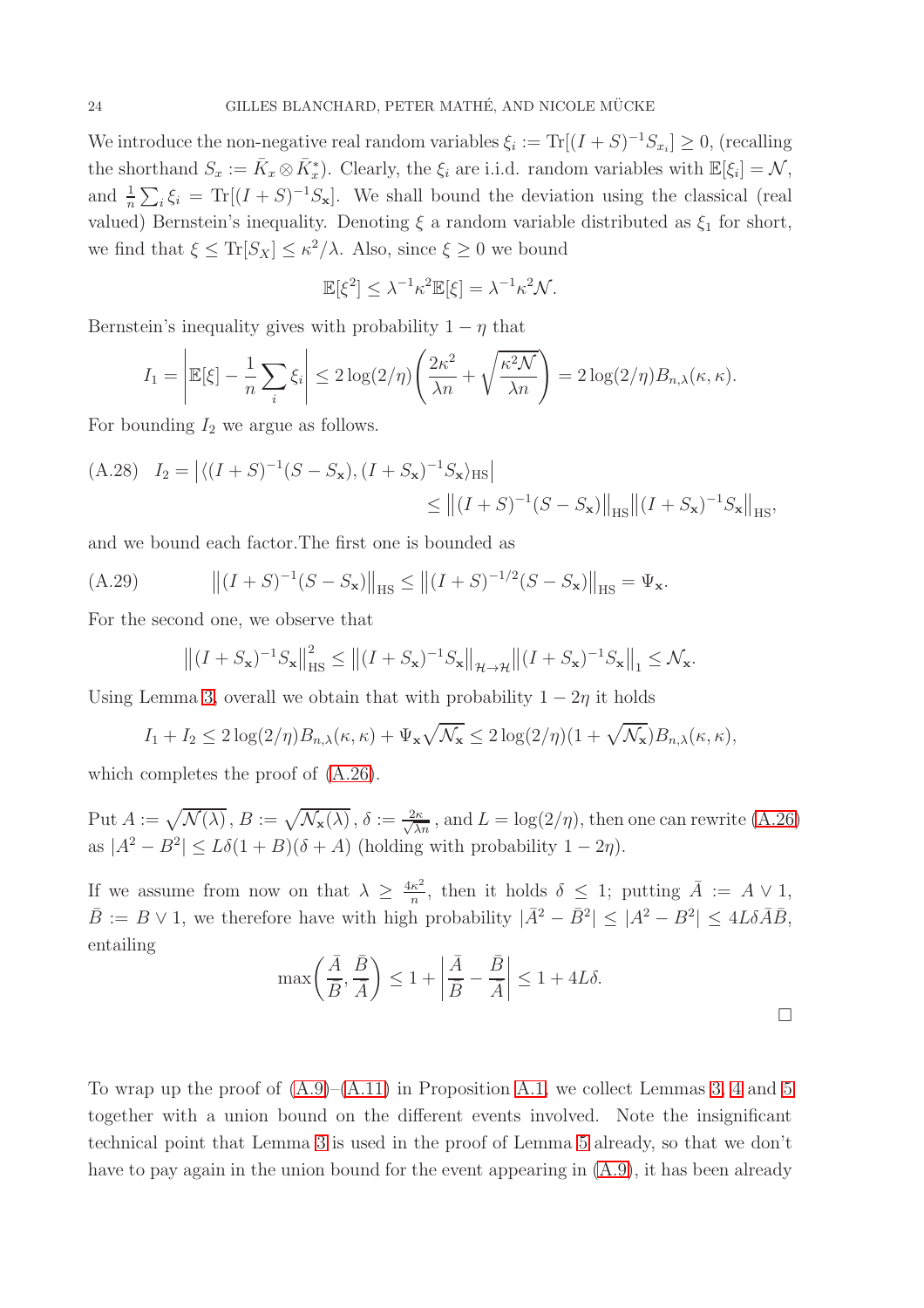We introduce the non-negative real random variables $\xi_i := \mathrm{Tr}[(I+S)^{-1}S_{x_i}] \geq 0$, (recalling the shorthand $S_x := \bar{K}_x \otimes \bar{K}_x^*$). Clearly, the $\xi_i$ are i.i.d. random variables with $\mathbb{E}[\xi_i] = \mathcal{N}$, and $\frac{1}{n}\sum_i \xi_i = \mathrm{Tr}[(I+S)^{-1}S_{\mathbf{x}}]$. We shall bound the deviation using the classical (real valued) Bernstein's inequality. Denoting $\xi$ a random variable distributed as $\xi_1$ for short, we find that $\xi \leq \mathrm{Tr}[S_X] \leq \kappa^2/\lambda$. Also, since $\xi \geq 0$ we bound

$$\mathbb{E}[\xi^2] \leq \lambda^{-1}\kappa^2 \mathbb{E}[\xi] = \lambda^{-1}\kappa^2\mathcal{N}.$$

Bernstein's inequality gives with probability $1-\eta$ that

$$I_1 = \left| \mathbb{E}[\xi] - \frac{1}{n}\sum_i \xi_i \right| \leq 2\log(2/\eta)\left( \frac{2\kappa^2}{\lambda n} + \sqrt{\frac{\kappa^2\mathcal{N}}{\lambda n}} \right) = 2\log(2/\eta) B_{n,\lambda}(\kappa,\kappa).$$

For bounding $I_2$ we argue as follows.

$$\begin{aligned} \text{(A.28)} \quad I_2 &= \left| \langle (I+S)^{-1}(S-S_{\mathbf{x}}), (I+S_{\mathbf{x}})^{-1}S_{\mathbf{x}} \rangle_{\mathrm{HS}} \right| \\ &\leq \left\| (I+S)^{-1}(S-S_{\mathbf{x}}) \right\|_{\mathrm{HS}} \left\| (I+S_{\mathbf{x}})^{-1}S_{\mathbf{x}} \right\|_{\mathrm{HS}}, \end{aligned}$$

and we bound each factor.The first one is bounded as

$$\text{(A.29)} \qquad \left\| (I+S)^{-1}(S-S_{\mathbf{x}}) \right\|_{\mathrm{HS}} \leq \left\| (I+S)^{-1/2}(S-S_{\mathbf{x}}) \right\|_{\mathrm{HS}} = \Psi_{\mathbf{x}}.$$

For the second one, we observe that

$$\left\| (I+S_{\mathbf{x}})^{-1}S_{\mathbf{x}} \right\|_{\mathrm{HS}}^2 \leq \left\| (I+S_{\mathbf{x}})^{-1}S_{\mathbf{x}} \right\|_{\mathcal{H}\to\mathcal{H}} \left\| (I+S_{\mathbf{x}})^{-1}S_{\mathbf{x}} \right\|_1 \leq \mathcal{N}_{\mathbf{x}}.$$

Using Lemma 3, overall we obtain that with probability $1-2\eta$ it holds

$$I_1 + I_2 \leq 2\log(2/\eta)B_{n,\lambda}(\kappa,\kappa) + \Psi_{\mathbf{x}}\sqrt{\mathcal{N}_{\mathbf{x}}} \leq 2\log(2/\eta)(1+\sqrt{\mathcal{N}_{\mathbf{x}}})B_{n,\lambda}(\kappa,\kappa),$$

which completes the proof of (A.26).

Put $A := \sqrt{\mathcal{N}(\lambda)}$, $B := \sqrt{\mathcal{N}_{\mathbf{x}}(\lambda)}$, $\delta := \frac{2\kappa}{\sqrt{\lambda n}}$, and $L = \log(2/\eta)$, then one can rewrite (A.26) as $|A^2 - B^2| \leq L\delta(1+B)(\delta + A)$ (holding with probability $1-2\eta$).

If we assume from now on that $\lambda \geq \frac{4\kappa^2}{n}$, then it holds $\delta \leq 1$; putting $\bar{A} := A \vee 1$, $\bar{B} := B \vee 1$, we therefore have with high probability $|\bar{A}^2 - \bar{B}^2| \leq |A^2 - B^2| \leq 4L\delta\bar{A}\bar{B}$, entailing

$$\max\left( \frac{\bar{A}}{\bar{B}}, \frac{\bar{B}}{\bar{A}} \right) \leq 1 + \left| \frac{\bar{A}}{\bar{B}} - \frac{\bar{B}}{\bar{A}} \right| \leq 1 + 4L\delta.$$

□

To wrap up the proof of (A.9)–(A.11) in Proposition A.1, we collect Lemmas 3, 4 and 5 together with a union bound on the different events involved. Note the insignificant technical point that Lemma 3 is used in the proof of Lemma 5 already, so that we don't have to pay again in the union bound for the event appearing in (A.9), it has been already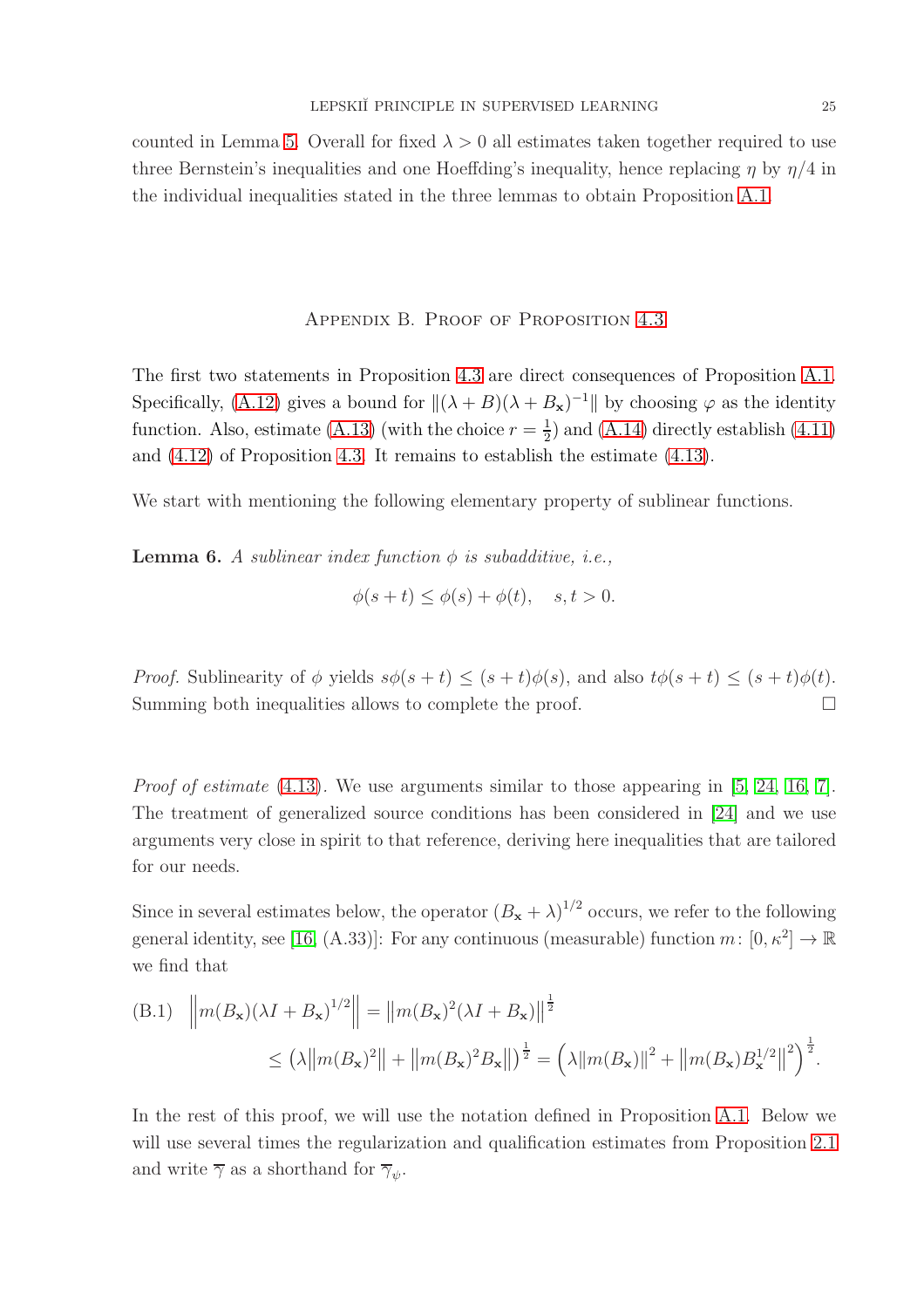counted in Lemma 5. Overall for fixed $\lambda > 0$ all estimates taken together required to use three Bernstein's inequalities and one Hoeffding's inequality, hence replacing $\eta$ by $\eta/4$ in the individual inequalities stated in the three lemmas to obtain Proposition A.1.

## Appendix B. Proof of Proposition 4.3

The first two statements in Proposition 4.3 are direct consequences of Proposition A.1. Specifically, (A.12) gives a bound for $\|(\lambda + B)(\lambda + B_{\mathbf{x}})^{-1}\|$ by choosing $\varphi$ as the identity function. Also, estimate (A.13) (with the choice $r = \frac{1}{2}$) and (A.14) directly establish (4.11) and (4.12) of Proposition 4.3. It remains to establish the estimate (4.13).

We start with mentioning the following elementary property of sublinear functions.

**Lemma 6.** *A sublinear index function $\phi$ is subadditive, i.e.,*

$$\phi(s+t) \leq \phi(s) + \phi(t), \quad s, t > 0.$$

*Proof.* Sublinearity of $\phi$ yields $s\phi(s+t) \leq (s+t)\phi(s)$, and also $t\phi(s+t) \leq (s+t)\phi(t)$. Summing both inequalities allows to complete the proof. $\square$

*Proof of estimate* (4.13). We use arguments similar to those appearing in [5, 24, 16, 7]. The treatment of generalized source conditions has been considered in [24] and we use arguments very close in spirit to that reference, deriving here inequalities that are tailored for our needs.

Since in several estimates below, the operator $(B_{\mathbf{x}} + \lambda)^{1/2}$ occurs, we refer to the following general identity, see [16, (A.33)]: For any continuous (measurable) function $m\colon [0, \kappa^2] \to \mathbb{R}$ we find that

$$\text{(B.1)} \quad \begin{aligned} \left\| m(B_{\mathbf{x}})(\lambda I + B_{\mathbf{x}})^{1/2} \right\| &= \left\| m(B_{\mathbf{x}})^2 (\lambda I + B_{\mathbf{x}}) \right\|^{\frac{1}{2}} \\ &\leq \left( \lambda \left\| m(B_{\mathbf{x}})^2 \right\| + \left\| m(B_{\mathbf{x}})^2 B_{\mathbf{x}} \right\| \right)^{\frac{1}{2}} = \left( \lambda \left\| m(B_{\mathbf{x}}) \right\|^2 + \left\| m(B_{\mathbf{x}}) B_{\mathbf{x}}^{1/2} \right\|^2 \right)^{\frac{1}{2}}. \end{aligned}$$

In the rest of this proof, we will use the notation defined in Proposition A.1. Below we will use several times the regularization and qualification estimates from Proposition 2.1 and write $\overline{\gamma}$ as a shorthand for $\overline{\gamma}_{\psi}$.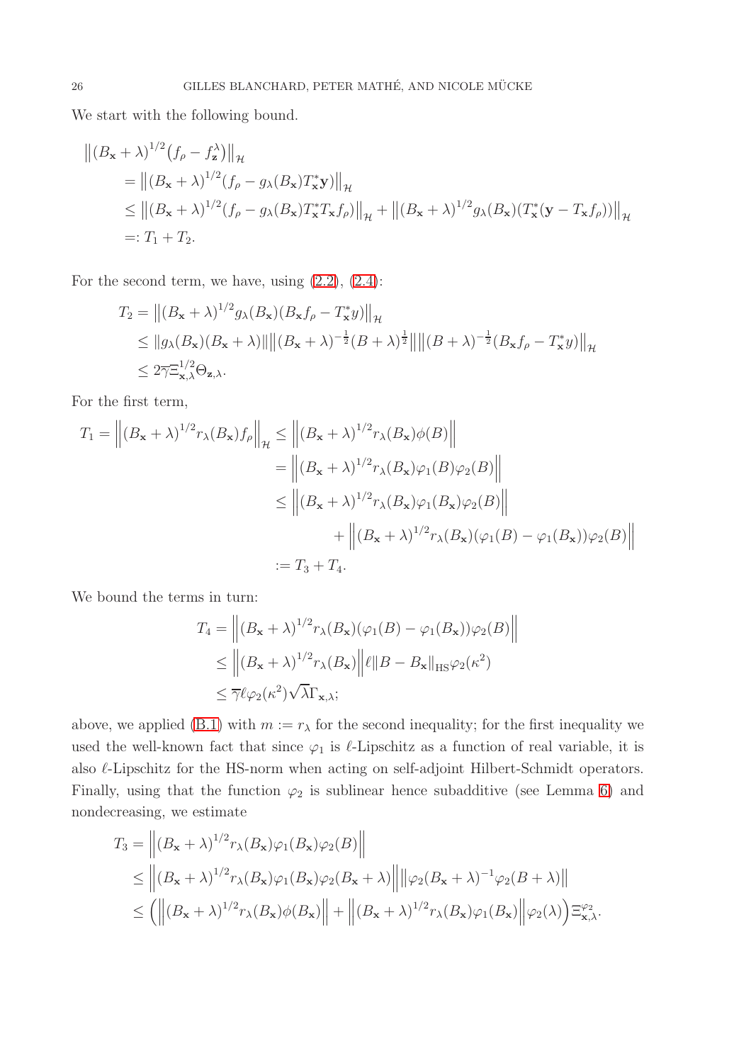We start with the following bound.

$$
\begin{aligned}
&\left\|(B_{\mathbf{x}}+\lambda)^{1/2}\big(f_\rho - f_{\mathbf{z}}^\lambda\big)\right\|_{\mathcal{H}} \\
&\quad = \left\|(B_{\mathbf{x}}+\lambda)^{1/2}(f_\rho - g_\lambda(B_{\mathbf{x}})T_{\mathbf{x}}^*\mathbf{y})\right\|_{\mathcal{H}} \\
&\quad \le \left\|(B_{\mathbf{x}}+\lambda)^{1/2}(f_\rho - g_\lambda(B_{\mathbf{x}})T_{\mathbf{x}}^*T_{\mathbf{x}}f_\rho)\right\|_{\mathcal{H}} + \left\|(B_{\mathbf{x}}+\lambda)^{1/2}g_\lambda(B_{\mathbf{x}})(T_{\mathbf{x}}^*(\mathbf{y}-T_{\mathbf{x}}f_\rho))\right\|_{\mathcal{H}} \\
&\quad =: T_1 + T_2.
\end{aligned}
$$

For the second term, we have, using (2.2), (2.4):

$$
\begin{aligned}
T_2 &= \left\|(B_{\mathbf{x}}+\lambda)^{1/2}g_\lambda(B_{\mathbf{x}})(B_{\mathbf{x}}f_\rho - T_{\mathbf{x}}^*y)\right\|_{\mathcal{H}} \\
&\le \left\|g_\lambda(B_{\mathbf{x}})(B_{\mathbf{x}}+\lambda)\right\|\left\|(B_{\mathbf{x}}+\lambda)^{-\frac{1}{2}}(B+\lambda)^{\frac{1}{2}}\right\|\left\|(B+\lambda)^{-\frac{1}{2}}(B_{\mathbf{x}}f_\rho - T_{\mathbf{x}}^*y)\right\|_{\mathcal{H}} \\
&\le 2\overline{\gamma}\,\Xi_{\mathbf{x},\lambda}^{1/2}\Theta_{\mathbf{z},\lambda}.
\end{aligned}
$$

For the first term,

$$
\begin{aligned}
T_1 = \left\|(B_{\mathbf{x}}+\lambda)^{1/2}r_\lambda(B_{\mathbf{x}})f_\rho\right\|_{\mathcal{H}} &\le \left\|(B_{\mathbf{x}}+\lambda)^{1/2}r_\lambda(B_{\mathbf{x}})\phi(B)\right\| \\
&= \left\|(B_{\mathbf{x}}+\lambda)^{1/2}r_\lambda(B_{\mathbf{x}})\varphi_1(B)\varphi_2(B)\right\| \\
&\le \left\|(B_{\mathbf{x}}+\lambda)^{1/2}r_\lambda(B_{\mathbf{x}})\varphi_1(B_{\mathbf{x}})\varphi_2(B)\right\| \\
&\qquad + \left\|(B_{\mathbf{x}}+\lambda)^{1/2}r_\lambda(B_{\mathbf{x}})(\varphi_1(B)-\varphi_1(B_{\mathbf{x}}))\varphi_2(B)\right\| \\
&:= T_3 + T_4.
\end{aligned}
$$

We bound the terms in turn:

$$
\begin{aligned}
T_4 &= \left\|(B_{\mathbf{x}}+\lambda)^{1/2}r_\lambda(B_{\mathbf{x}})(\varphi_1(B)-\varphi_1(B_{\mathbf{x}}))\varphi_2(B)\right\| \\
&\le \left\|(B_{\mathbf{x}}+\lambda)^{1/2}r_\lambda(B_{\mathbf{x}})\right\|\ell\left\|B-B_{\mathbf{x}}\right\|_{\mathrm{HS}}\varphi_2(\kappa^2) \\
&\le \overline{\gamma}\,\ell\,\varphi_2(\kappa^2)\sqrt{\lambda}\,\Gamma_{\mathbf{x},\lambda};
\end{aligned}
$$

above, we applied (B.1) with $m := r_\lambda$ for the second inequality; for the first inequality we used the well-known fact that since $\varphi_1$ is $\ell$-Lipschitz as a function of real variable, it is also $\ell$-Lipschitz for the HS-norm when acting on self-adjoint Hilbert-Schmidt operators. Finally, using that the function $\varphi_2$ is sublinear hence subadditive (see Lemma 6) and nondecreasing, we estimate

$$
\begin{aligned}
T_3 &= \left\|(B_{\mathbf{x}}+\lambda)^{1/2}r_\lambda(B_{\mathbf{x}})\varphi_1(B_{\mathbf{x}})\varphi_2(B)\right\| \\
&\le \left\|(B_{\mathbf{x}}+\lambda)^{1/2}r_\lambda(B_{\mathbf{x}})\varphi_1(B_{\mathbf{x}})\varphi_2(B_{\mathbf{x}}+\lambda)\right\|\left\|\varphi_2(B_{\mathbf{x}}+\lambda)^{-1}\varphi_2(B+\lambda)\right\| \\
&\le \Big(\left\|(B_{\mathbf{x}}+\lambda)^{1/2}r_\lambda(B_{\mathbf{x}})\phi(B_{\mathbf{x}})\right\| + \left\|(B_{\mathbf{x}}+\lambda)^{1/2}r_\lambda(B_{\mathbf{x}})\varphi_1(B_{\mathbf{x}})\right\|\varphi_2(\lambda)\Big)\Xi_{\mathbf{x},\lambda}^{\varphi_2}.
\end{aligned}
$$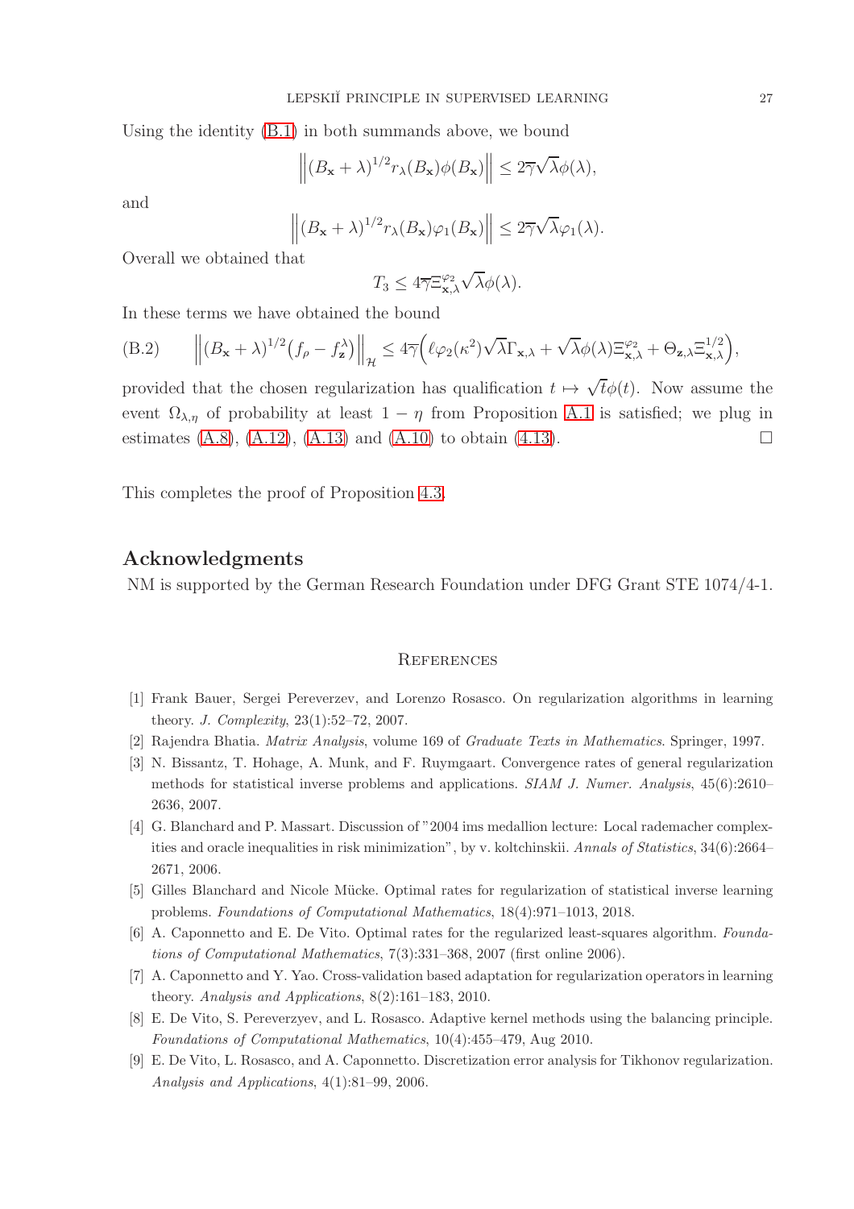Using the identity (B.1) in both summands above, we bound

$$\left\| (B_{\mathbf{x}} + \lambda)^{1/2} r_\lambda(B_{\mathbf{x}}) \phi(B_{\mathbf{x}}) \right\| \leq 2\overline{\gamma}\sqrt{\lambda}\phi(\lambda),$$

and

$$\left\| (B_{\mathbf{x}} + \lambda)^{1/2} r_\lambda(B_{\mathbf{x}}) \varphi_1(B_{\mathbf{x}}) \right\| \leq 2\overline{\gamma}\sqrt{\lambda}\varphi_1(\lambda).$$

Overall we obtained that

$$T_3 \leq 4\overline{\gamma}\Xi^{\varphi_2}_{\mathbf{x},\lambda}\sqrt{\lambda}\phi(\lambda).$$

In these terms we have obtained the bound

$$\left\| (B_{\mathbf{x}} + \lambda)^{1/2} \big( f_\rho - f^\lambda_{\mathbf{z}} \big) \right\|_{\mathcal{H}} \leq 4\overline{\gamma}\Big( \ell\varphi_2(\kappa^2)\sqrt{\lambda}\Gamma_{\mathbf{x},\lambda} + \sqrt{\lambda}\phi(\lambda)\Xi^{\varphi_2}_{\mathbf{x},\lambda} + \Theta_{\mathbf{z},\lambda}\Xi^{1/2}_{\mathbf{x},\lambda} \Big), \tag{B.2}$$

provided that the chosen regularization has qualification $t \mapsto \sqrt{t}\phi(t)$. Now assume the event $\Omega_{\lambda,\eta}$ of probability at least $1 - \eta$ from Proposition A.1 is satisfied; we plug in estimates (A.8), (A.12), (A.13) and (A.10) to obtain (4.13). □

This completes the proof of Proposition 4.3.

## Acknowledgments

NM is supported by the German Research Foundation under DFG Grant STE 1074/4-1.

## References

[1] Frank Bauer, Sergei Pereverzev, and Lorenzo Rosasco. On regularization algorithms in learning theory. *J. Complexity*, 23(1):52–72, 2007.

[2] Rajendra Bhatia. *Matrix Analysis*, volume 169 of *Graduate Texts in Mathematics*. Springer, 1997.

[3] N. Bissantz, T. Hohage, A. Munk, and F. Ruymgaart. Convergence rates of general regularization methods for statistical inverse problems and applications. *SIAM J. Numer. Analysis*, 45(6):2610–2636, 2007.

[4] G. Blanchard and P. Massart. Discussion of "2004 ims medallion lecture: Local rademacher complexities and oracle inequalities in risk minimization", by v. koltchinskii. *Annals of Statistics*, 34(6):2664–2671, 2006.

[5] Gilles Blanchard and Nicole Mücke. Optimal rates for regularization of statistical inverse learning problems. *Foundations of Computational Mathematics*, 18(4):971–1013, 2018.

[6] A. Caponnetto and E. De Vito. Optimal rates for the regularized least-squares algorithm. *Foundations of Computational Mathematics*, 7(3):331–368, 2007 (first online 2006).

[7] A. Caponnetto and Y. Yao. Cross-validation based adaptation for regularization operators in learning theory. *Analysis and Applications*, 8(2):161–183, 2010.

[8] E. De Vito, S. Pereverzyev, and L. Rosasco. Adaptive kernel methods using the balancing principle. *Foundations of Computational Mathematics*, 10(4):455–479, Aug 2010.

[9] E. De Vito, L. Rosasco, and A. Caponnetto. Discretization error analysis for Tikhonov regularization. *Analysis and Applications*, 4(1):81–99, 2006.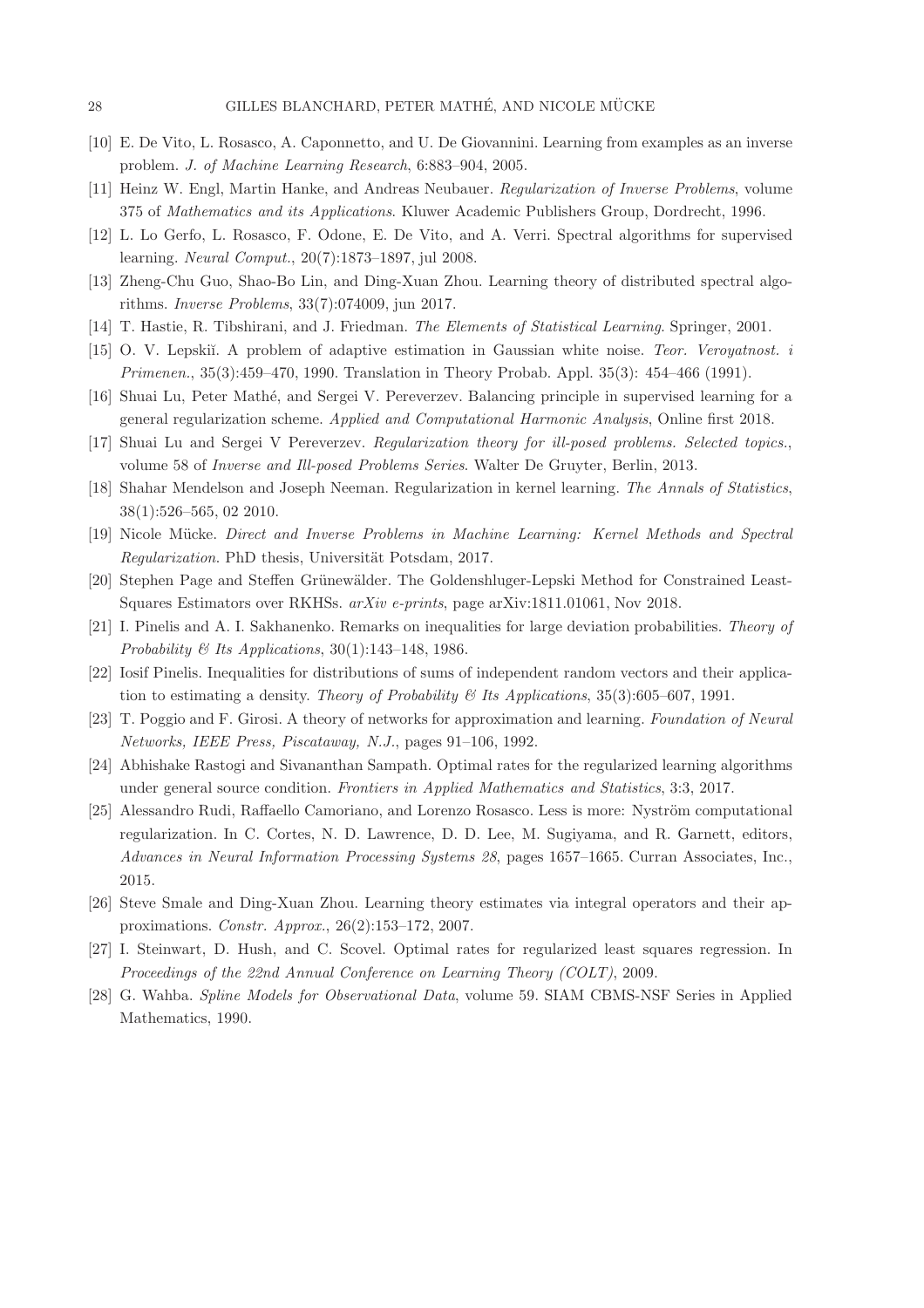[10] E. De Vito, L. Rosasco, A. Caponnetto, and U. De Giovannini. Learning from examples as an inverse problem. *J. of Machine Learning Research*, 6:883–904, 2005.

[11] Heinz W. Engl, Martin Hanke, and Andreas Neubauer. *Regularization of Inverse Problems*, volume 375 of *Mathematics and its Applications*. Kluwer Academic Publishers Group, Dordrecht, 1996.

[12] L. Lo Gerfo, L. Rosasco, F. Odone, E. De Vito, and A. Verri. Spectral algorithms for supervised learning. *Neural Comput.*, 20(7):1873–1897, jul 2008.

[13] Zheng-Chu Guo, Shao-Bo Lin, and Ding-Xuan Zhou. Learning theory of distributed spectral algorithms. *Inverse Problems*, 33(7):074009, jun 2017.

[14] T. Hastie, R. Tibshirani, and J. Friedman. *The Elements of Statistical Learning*. Springer, 2001.

[15] O. V. Lepskiĭ. A problem of adaptive estimation in Gaussian white noise. *Teor. Veroyatnost. i Primenen.*, 35(3):459–470, 1990. Translation in Theory Probab. Appl. 35(3): 454–466 (1991).

[16] Shuai Lu, Peter Mathé, and Sergei V. Pereverzev. Balancing principle in supervised learning for a general regularization scheme. *Applied and Computational Harmonic Analysis*, Online first 2018.

[17] Shuai Lu and Sergei V Pereverzev. *Regularization theory for ill-posed problems. Selected topics.*, volume 58 of *Inverse and Ill-posed Problems Series*. Walter De Gruyter, Berlin, 2013.

[18] Shahar Mendelson and Joseph Neeman. Regularization in kernel learning. *The Annals of Statistics*, 38(1):526–565, 02 2010.

[19] Nicole Mücke. *Direct and Inverse Problems in Machine Learning: Kernel Methods and Spectral Regularization*. PhD thesis, Universität Potsdam, 2017.

[20] Stephen Page and Steffen Grünewälder. The Goldenshluger-Lepski Method for Constrained Least-Squares Estimators over RKHSs. *arXiv e-prints*, page arXiv:1811.01061, Nov 2018.

[21] I. Pinelis and A. I. Sakhanenko. Remarks on inequalities for large deviation probabilities. *Theory of Probability & Its Applications*, 30(1):143–148, 1986.

[22] Iosif Pinelis. Inequalities for distributions of sums of independent random vectors and their application to estimating a density. *Theory of Probability & Its Applications*, 35(3):605–607, 1991.

[23] T. Poggio and F. Girosi. A theory of networks for approximation and learning. *Foundation of Neural Networks, IEEE Press, Piscataway, N.J.*, pages 91–106, 1992.

[24] Abhishake Rastogi and Sivananthan Sampath. Optimal rates for the regularized learning algorithms under general source condition. *Frontiers in Applied Mathematics and Statistics*, 3:3, 2017.

[25] Alessandro Rudi, Raffaello Camoriano, and Lorenzo Rosasco. Less is more: Nyström computational regularization. In C. Cortes, N. D. Lawrence, D. D. Lee, M. Sugiyama, and R. Garnett, editors, *Advances in Neural Information Processing Systems 28*, pages 1657–1665. Curran Associates, Inc., 2015.

[26] Steve Smale and Ding-Xuan Zhou. Learning theory estimates via integral operators and their approximations. *Constr. Approx.*, 26(2):153–172, 2007.

[27] I. Steinwart, D. Hush, and C. Scovel. Optimal rates for regularized least squares regression. In *Proceedings of the 22nd Annual Conference on Learning Theory (COLT)*, 2009.

[28] G. Wahba. *Spline Models for Observational Data*, volume 59. SIAM CBMS-NSF Series in Applied Mathematics, 1990.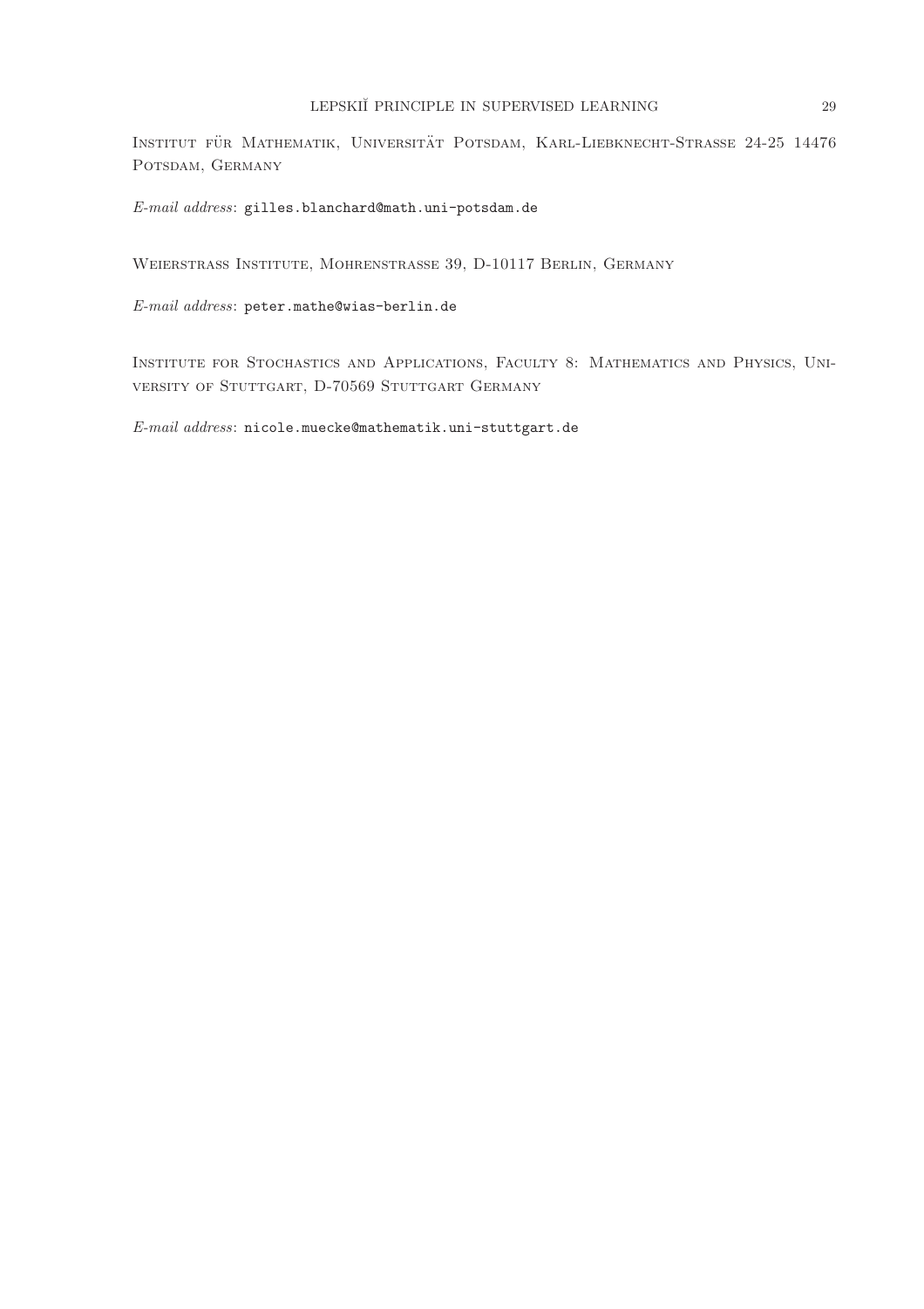Institut für Mathematik, Universität Potsdam, Karl-Liebknecht-Strasse 24-25 14476 Potsdam, Germany

*E-mail address*: gilles.blanchard@math.uni-potsdam.de

Weierstrass Institute, Mohrenstrasse 39, D-10117 Berlin, Germany

*E-mail address*: peter.mathe@wias-berlin.de

Institute for Stochastics and Applications, Faculty 8: Mathematics and Physics, University of Stuttgart, D-70569 Stuttgart Germany

*E-mail address*: nicole.muecke@mathematik.uni-stuttgart.de